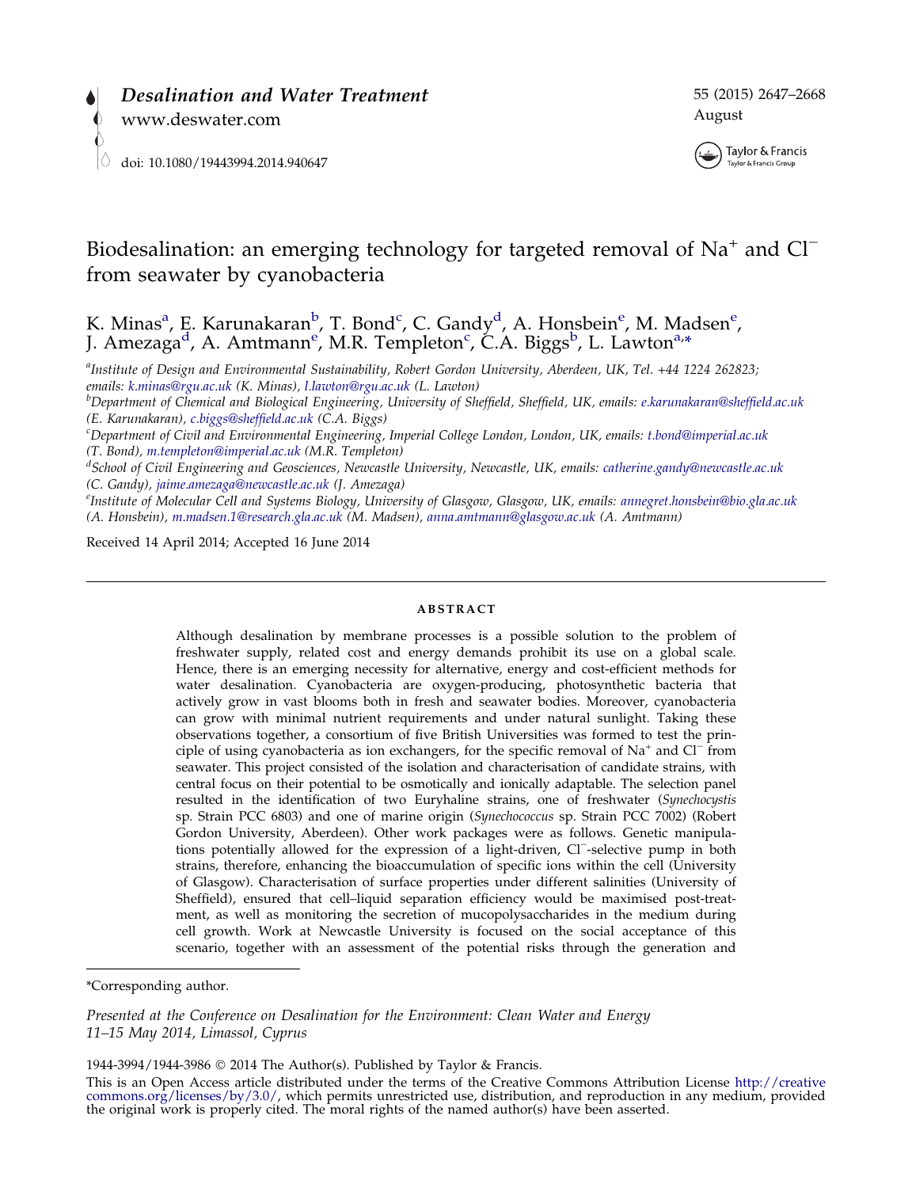# Biodesalination: an emerging technology for targeted removal of $Na^+$ and $Cl^-$ from seawater by cyanobacteria

K. Minas[a], E. Karunakaran[b], T. Bond[c], C. Gandy[d], A. Honsbein[e], M. Madsen[e], J. Amezaga[d], A. Amtmann[e], M.R. Templeton[c], C.A. Biggs[b], L. Lawton[a,*]

[a]*Institute of Design and Environmental Sustainability, Robert Gordon University, Aberdeen, UK, Tel. +44 1224 262823; emails: k.minas@rgu.ac.uk (K. Minas), l.lawton@rgu.ac.uk (L. Lawton)*

[b]*Department of Chemical and Biological Engineering, University of Sheffield, Sheffield, UK, emails: e.karunakaran@sheffield.ac.uk (E. Karunakaran), c.biggs@sheffield.ac.uk (C.A. Biggs)*

[c]*Department of Civil and Environmental Engineering, Imperial College London, London, UK, emails: t.bond@imperial.ac.uk (T. Bond), m.templeton@imperial.ac.uk (M.R. Templeton)*

[d]*School of Civil Engineering and Geosciences, Newcastle University, Newcastle, UK, emails: catherine.gandy@newcastle.ac.uk (C. Gandy), jaime.amezaga@newcastle.ac.uk (J. Amezaga)*

[e]*Institute of Molecular Cell and Systems Biology, University of Glasgow, Glasgow, UK, emails: annegret.honsbein@bio.gla.ac.uk (A. Honsbein), m.madsen.1@research.gla.ac.uk (M. Madsen), anna.amtmann@glasgow.ac.uk (A. Amtmann)*

Received 14 April 2014; Accepted 16 June 2014

## ABSTRACT

Although desalination by membrane processes is a possible solution to the problem of freshwater supply, related cost and energy demands prohibit its use on a global scale. Hence, there is an emerging necessity for alternative, energy and cost-efficient methods for water desalination. Cyanobacteria are oxygen-producing, photosynthetic bacteria that actively grow in vast blooms both in fresh and seawater bodies. Moreover, cyanobacteria can grow with minimal nutrient requirements and under natural sunlight. Taking these observations together, a consortium of five British Universities was formed to test the principle of using cyanobacteria as ion exchangers, for the specific removal of $Na^+$ and $Cl^-$ from seawater. This project consisted of the isolation and characterisation of candidate strains, with central focus on their potential to be osmotically and ionically adaptable. The selection panel resulted in the identification of two Euryhaline strains, one of freshwater (*Synechocystis* sp. Strain PCC 6803) and one of marine origin (*Synechococcus* sp. Strain PCC 7002) (Robert Gordon University, Aberdeen). Other work packages were as follows. Genetic manipulations potentially allowed for the expression of a light-driven, $Cl^-$-selective pump in both strains, therefore, enhancing the bioaccumulation of specific ions within the cell (University of Glasgow). Characterisation of surface properties under different salinities (University of Sheffield), ensured that cell–liquid separation efficiency would be maximised post-treatment, as well as monitoring the secretion of mucopolysaccharides in the medium during cell growth. Work at Newcastle University is focused on the social acceptance of this scenario, together with an assessment of the potential risks through the generation and

---

*Corresponding author.

*Presented at the Conference on Desalination for the Environment: Clean Water and Energy 11–15 May 2014, Limassol, Cyprus*

1944-3994/1944-3986 © 2014 The Author(s). Published by Taylor & Francis.

This is an Open Access article distributed under the terms of the Creative Commons Attribution License http://creativecommons.org/licenses/by/3.0/, which permits unrestricted use, distribution, and reproduction in any medium, provided the original work is properly cited. The moral rights of the named author(s) have been asserted.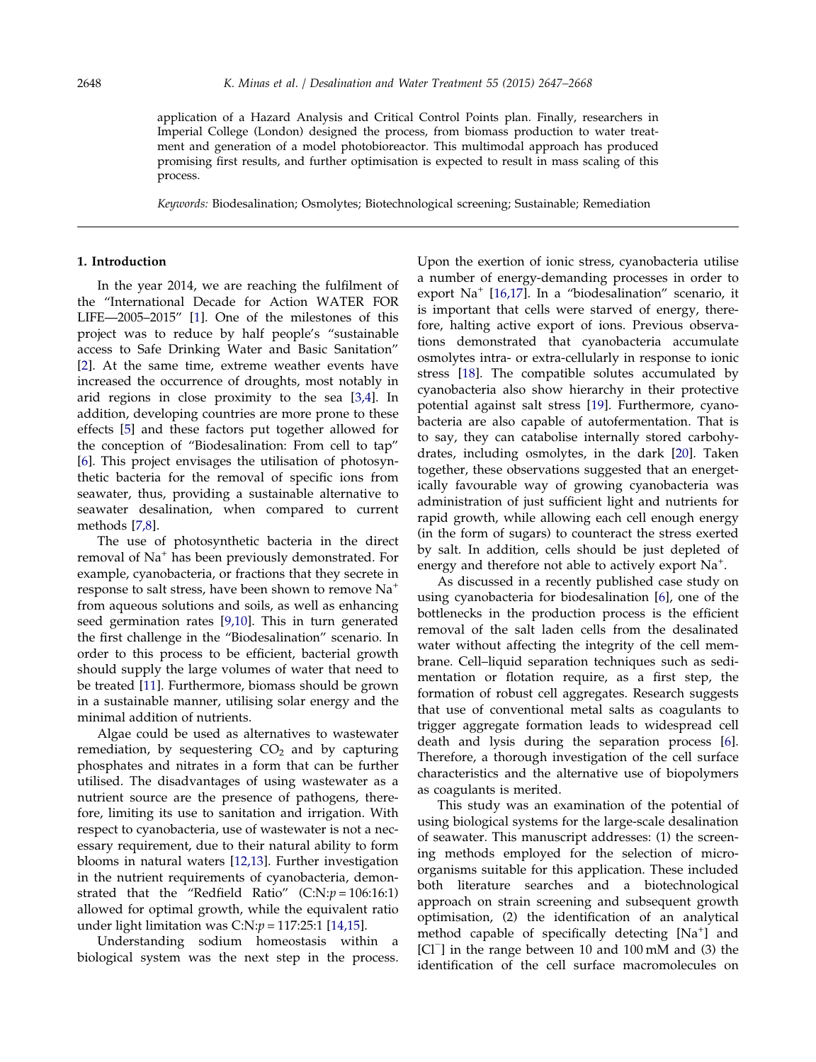application of a Hazard Analysis and Critical Control Points plan. Finally, researchers in Imperial College (London) designed the process, from biomass production to water treatment and generation of a model photobioreactor. This multimodal approach has produced promising first results, and further optimisation is expected to result in mass scaling of this process.

*Keywords:* Biodesalination; Osmolytes; Biotechnological screening; Sustainable; Remediation

## 1. Introduction

In the year 2014, we are reaching the fulfilment of the "International Decade for Action WATER FOR LIFE—2005–2015" [1]. One of the milestones of this project was to reduce by half people's "sustainable access to Safe Drinking Water and Basic Sanitation" [2]. At the same time, extreme weather events have increased the occurrence of droughts, most notably in arid regions in close proximity to the sea [3,4]. In addition, developing countries are more prone to these effects [5] and these factors put together allowed for the conception of "Biodesalination: From cell to tap" [6]. This project envisages the utilisation of photosynthetic bacteria for the removal of specific ions from seawater, thus, providing a sustainable alternative to seawater desalination, when compared to current methods [7,8].

The use of photosynthetic bacteria in the direct removal of $Na^+$ has been previously demonstrated. For example, cyanobacteria, or fractions that they secrete in response to salt stress, have been shown to remove $Na^+$ from aqueous solutions and soils, as well as enhancing seed germination rates [9,10]. This in turn generated the first challenge in the "Biodesalination" scenario. In order to this process to be efficient, bacterial growth should supply the large volumes of water that need to be treated [11]. Furthermore, biomass should be grown in a sustainable manner, utilising solar energy and the minimal addition of nutrients.

Algae could be used as alternatives to wastewater remediation, by sequestering $CO_2$ and by capturing phosphates and nitrates in a form that can be further utilised. The disadvantages of using wastewater as a nutrient source are the presence of pathogens, therefore, limiting its use to sanitation and irrigation. With respect to cyanobacteria, use of wastewater is not a necessary requirement, due to their natural ability to form blooms in natural waters [12,13]. Further investigation in the nutrient requirements of cyanobacteria, demonstrated that the "Redfield Ratio" ($C:N:p = 106:16:1$) allowed for optimal growth, while the equivalent ratio under light limitation was $C:N:p = 117:25:1$ [14,15].

Understanding sodium homeostasis within a biological system was the next step in the process. Upon the exertion of ionic stress, cyanobacteria utilise a number of energy-demanding processes in order to export $Na^+$ [16,17]. In a "biodesalination" scenario, it is important that cells were starved of energy, therefore, halting active export of ions. Previous observations demonstrated that cyanobacteria accumulate osmolytes intra- or extra-cellularly in response to ionic stress [18]. The compatible solutes accumulated by cyanobacteria also show hierarchy in their protective potential against salt stress [19]. Furthermore, cyanobacteria are also capable of autofermentation. That is to say, they can catabolise internally stored carbohydrates, including osmolytes, in the dark [20]. Taken together, these observations suggested that an energetically favourable way of growing cyanobacteria was administration of just sufficient light and nutrients for rapid growth, while allowing each cell enough energy (in the form of sugars) to counteract the stress exerted by salt. In addition, cells should be just depleted of energy and therefore not able to actively export $Na^+$.

As discussed in a recently published case study on using cyanobacteria for biodesalination [6], one of the bottlenecks in the production process is the efficient removal of the salt laden cells from the desalinated water without affecting the integrity of the cell membrane. Cell–liquid separation techniques such as sedimentation or flotation require, as a first step, the formation of robust cell aggregates. Research suggests that use of conventional metal salts as coagulants to trigger aggregate formation leads to widespread cell death and lysis during the separation process [6]. Therefore, a thorough investigation of the cell surface characteristics and the alternative use of biopolymers as coagulants is merited.

This study was an examination of the potential of using biological systems for the large-scale desalination of seawater. This manuscript addresses: (1) the screening methods employed for the selection of microorganisms suitable for this application. These included both literature searches and a biotechnological approach on strain screening and subsequent growth optimisation, (2) the identification of an analytical method capable of specifically detecting [$Na^+$] and [$Cl^-$] in the range between 10 and 100 mM and (3) the identification of the cell surface macromolecules on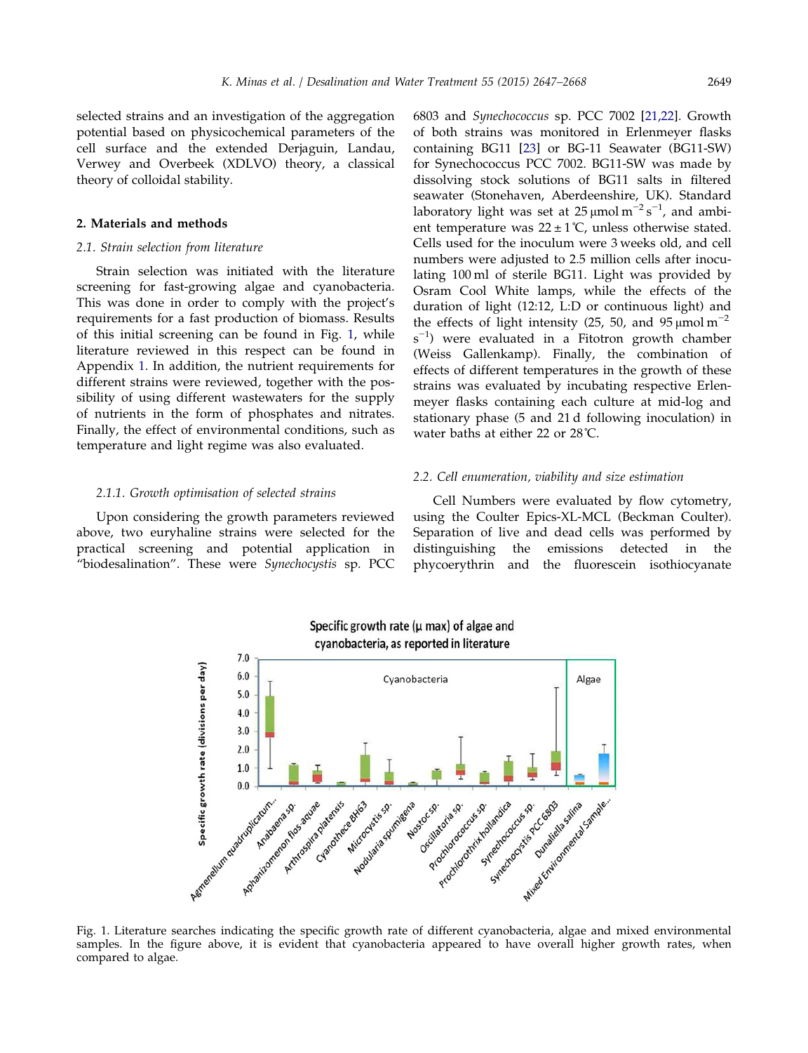selected strains and an investigation of the aggregation potential based on physicochemical parameters of the cell surface and the extended Derjaguin, Landau, Verwey and Overbeek (XDLVO) theory, a classical theory of colloidal stability.

## 2. Materials and methods

### 2.1. Strain selection from literature

Strain selection was initiated with the literature screening for fast-growing algae and cyanobacteria. This was done in order to comply with the project's requirements for a fast production of biomass. Results of this initial screening can be found in Fig. 1, while literature reviewed in this respect can be found in Appendix 1. In addition, the nutrient requirements for different strains were reviewed, together with the possibility of using different wastewaters for the supply of nutrients in the form of phosphates and nitrates. Finally, the effect of environmental conditions, such as temperature and light regime was also evaluated.

#### 2.1.1. Growth optimisation of selected strains

Upon considering the growth parameters reviewed above, two euryhaline strains were selected for the practical screening and potential application in "biodesalination". These were *Synechocystis* sp. PCC 6803 and *Synechococcus* sp. PCC 7002 [21,22]. Growth of both strains was monitored in Erlenmeyer flasks containing BG11 [23] or BG-11 Seawater (BG11-SW) for Synechococcus PCC 7002. BG11-SW was made by dissolving stock solutions of BG11 salts in filtered seawater (Stonehaven, Aberdeenshire, UK). Standard laboratory light was set at 25 $\mu$mol m$^{-2}$ s$^{-1}$, and ambient temperature was 22 ± 1˚C, unless otherwise stated. Cells used for the inoculum were 3 weeks old, and cell numbers were adjusted to 2.5 million cells after inoculating 100 ml of sterile BG11. Light was provided by Osram Cool White lamps, while the effects of the duration of light (12:12, L:D or continuous light) and the effects of light intensity (25, 50, and 95 $\mu$mol m$^{-2}$ s$^{-1}$) were evaluated in a Fitotron growth chamber (Weiss Gallenkamp). Finally, the combination of effects of different temperatures in the growth of these strains was evaluated by incubating respective Erlenmeyer flasks containing each culture at mid-log and stationary phase (5 and 21 d following inoculation) in water baths at either 22 or 28˚C.

### 2.2. Cell enumeration, viability and size estimation

Cell Numbers were evaluated by flow cytometry, using the Coulter Epics-XL-MCL (Beckman Coulter). Separation of live and dead cells was performed by distinguishing the emissions detected in the phycoerythrin and the fluorescein isothiocyanate

Specific growth rate (μ max) of algae and cyanobacteria, as reported in literature

Specific growth rate (divisions per day)

7.0
6.0
5.0
4.0
3.0
2.0
1.0
0.0

Cyanobacteria

Algae

Agmenellum quadruplicatum...
Anabaena sp.
Aphanizomenon flos-aquae
Arthrospira platensis
Cyanothece BH63
Microcystis sp.
Nodularia spumigena
Nostoc sp.
Oscillatoria sp.
Prochlorococcus sp.
Prochlorothrix hollandica
Synechococcus sp.
Synechocystis PCC 6803
Dunaliella salina
Mixed Environmental Sample...

Fig. 1. Literature searches indicating the specific growth rate of different cyanobacteria, algae and mixed environmental samples. In the figure above, it is evident that cyanobacteria appeared to have overall higher growth rates, when compared to algae.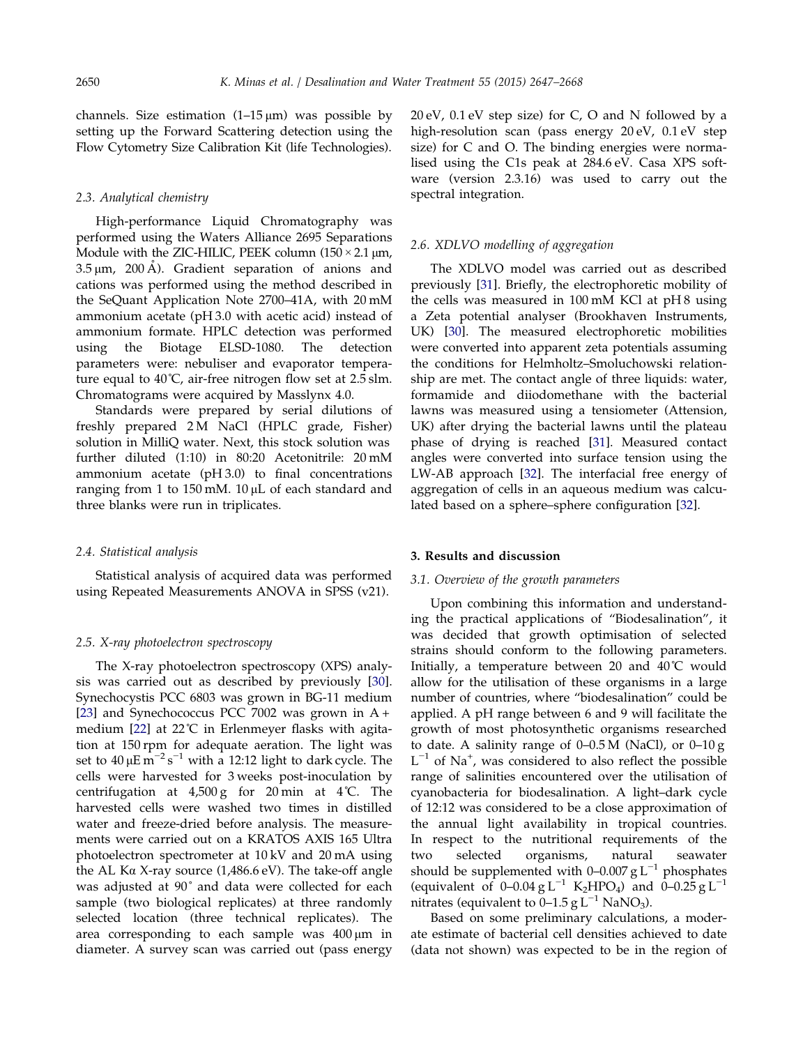channels. Size estimation (1–15 μm) was possible by setting up the Forward Scattering detection using the Flow Cytometry Size Calibration Kit (life Technologies).

### 2.3. Analytical chemistry

High-performance Liquid Chromatography was performed using the Waters Alliance 2695 Separations Module with the ZIC-HILIC, PEEK column (150 × 2.1 μm, 3.5 μm, 200 Å). Gradient separation of anions and cations was performed using the method described in the SeQuant Application Note 2700–41A, with 20 mM ammonium acetate (pH 3.0 with acetic acid) instead of ammonium formate. HPLC detection was performed using the Biotage ELSD-1080. The detection parameters were: nebuliser and evaporator temperature equal to 40˚C, air-free nitrogen flow set at 2.5 slm. Chromatograms were acquired by Masslynx 4.0.

Standards were prepared by serial dilutions of freshly prepared 2 M NaCl (HPLC grade, Fisher) solution in MilliQ water. Next, this stock solution was further diluted (1:10) in 80:20 Acetonitrile: 20 mM ammonium acetate (pH 3.0) to final concentrations ranging from 1 to 150 mM. 10 μL of each standard and three blanks were run in triplicates.

### 2.4. Statistical analysis

Statistical analysis of acquired data was performed using Repeated Measurements ANOVA in SPSS (v21).

### 2.5. X-ray photoelectron spectroscopy

The X-ray photoelectron spectroscopy (XPS) analysis was carried out as described by previously [30]. Synechocystis PCC 6803 was grown in BG-11 medium [23] and Synechococcus PCC 7002 was grown in A + medium [22] at 22˚C in Erlenmeyer flasks with agitation at 150 rpm for adequate aeration. The light was set to 40 $\mu E\, m^{-2}\, s^{-1}$ with a 12:12 light to dark cycle. The cells were harvested for 3 weeks post-inoculation by centrifugation at 4,500 g for 20 min at 4˚C. The harvested cells were washed two times in distilled water and freeze-dried before analysis. The measurements were carried out on a KRATOS AXIS 165 Ultra photoelectron spectrometer at 10 kV and 20 mA using the AL Kα X-ray source (1,486.6 eV). The take-off angle was adjusted at 90˚ and data were collected for each sample (two biological replicates) at three randomly selected location (three technical replicates). The area corresponding to each sample was 400 μm in diameter. A survey scan was carried out (pass energy 20 eV, 0.1 eV step size) for C, O and N followed by a high-resolution scan (pass energy 20 eV, 0.1 eV step size) for C and O. The binding energies were normalised using the C1s peak at 284.6 eV. Casa XPS software (version 2.3.16) was used to carry out the spectral integration.

### 2.6. XDLVO modelling of aggregation

The XDLVO model was carried out as described previously [31]. Briefly, the electrophoretic mobility of the cells was measured in 100 mM KCl at pH 8 using a Zeta potential analyser (Brookhaven Instruments, UK) [30]. The measured electrophoretic mobilities were converted into apparent zeta potentials assuming the conditions for Helmholtz–Smoluchowski relationship are met. The contact angle of three liquids: water, formamide and diiodomethane with the bacterial lawns was measured using a tensiometer (Attension, UK) after drying the bacterial lawns until the plateau phase of drying is reached [31]. Measured contact angles were converted into surface tension using the LW-AB approach [32]. The interfacial free energy of aggregation of cells in an aqueous medium was calculated based on a sphere–sphere configuration [32].

## 3. Results and discussion

### 3.1. Overview of the growth parameters

Upon combining this information and understanding the practical applications of "Biodesalination", it was decided that growth optimisation of selected strains should conform to the following parameters. Initially, a temperature between 20 and 40˚C would allow for the utilisation of these organisms in a large number of countries, where "biodesalination" could be applied. A pH range between 6 and 9 will facilitate the growth of most photosynthetic organisms researched to date. A salinity range of 0–0.5 M (NaCl), or 0–10 $g\, L^{-1}$ of $Na^+$, was considered to also reflect the possible range of salinities encountered over the utilisation of cyanobacteria for biodesalination. A light–dark cycle of 12:12 was considered to be a close approximation of the annual light availability in tropical countries. In respect to the nutritional requirements of the two selected organisms, natural seawater should be supplemented with 0–0.007 $g\, L^{-1}$ phosphates (equivalent of 0–0.04 $g\, L^{-1}$ $K_2HPO_4$) and 0–0.25 $g\, L^{-1}$ nitrates (equivalent to 0–1.5 $g\, L^{-1}$ $NaNO_3$).

Based on some preliminary calculations, a moderate estimate of bacterial cell densities achieved to date (data not shown) was expected to be in the region of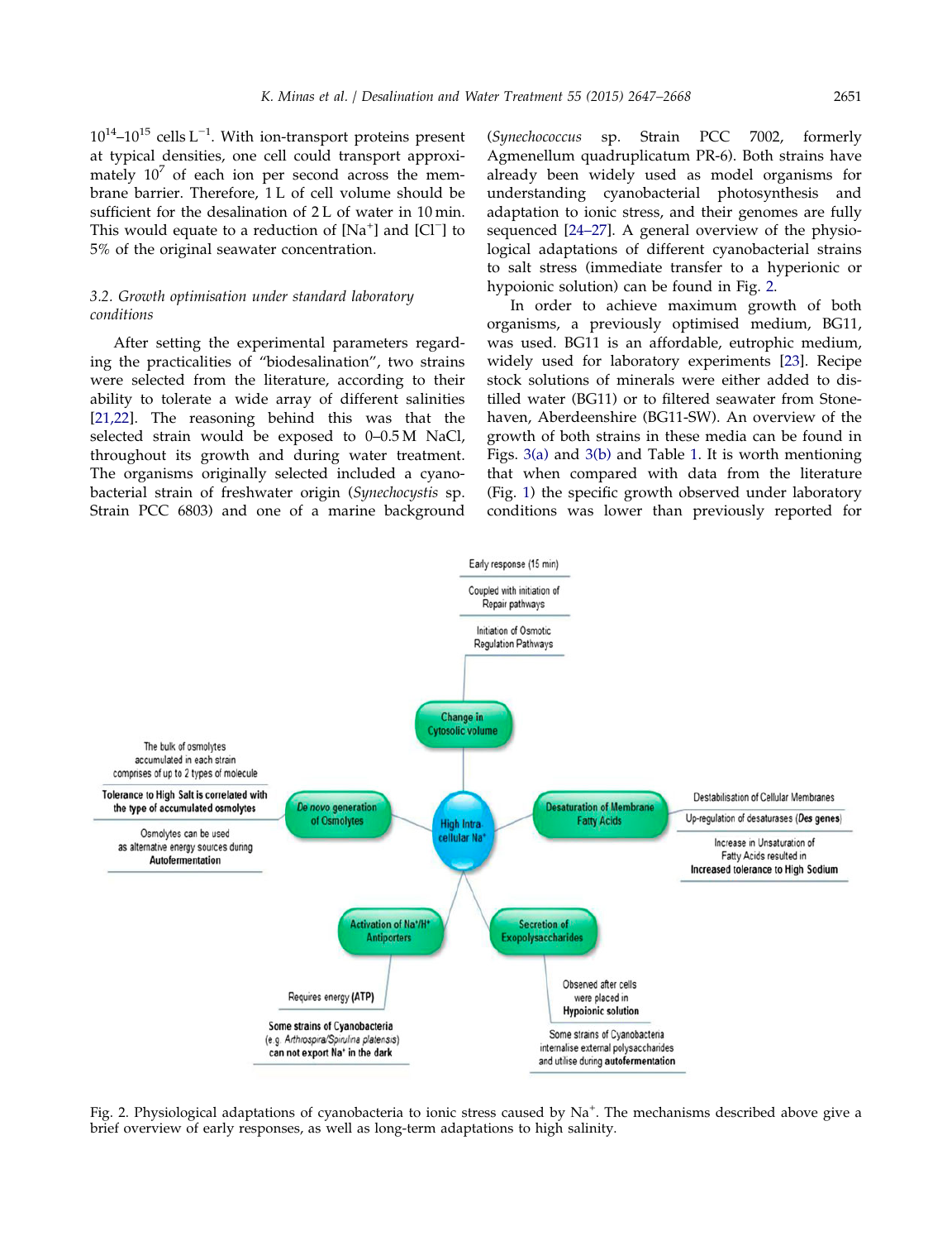$10^{14}$–$10^{15}$ cells $L^{-1}$. With ion-transport proteins present at typical densities, one cell could transport approximately $10^7$ of each ion per second across the membrane barrier. Therefore, 1 L of cell volume should be sufficient for the desalination of 2 L of water in 10 min. This would equate to a reduction of [$Na^+$] and [$Cl^-$] to 5% of the original seawater concentration.

### 3.2. Growth optimisation under standard laboratory conditions

After setting the experimental parameters regarding the practicalities of "biodesalination", two strains were selected from the literature, according to their ability to tolerate a wide array of different salinities [21,22]. The reasoning behind this was that the selected strain would be exposed to 0–0.5 M NaCl, throughout its growth and during water treatment. The organisms originally selected included a cyanobacterial strain of freshwater origin (*Synechocystis* sp. Strain PCC 6803) and one of a marine background (*Synechococcus* sp. Strain PCC 7002, formerly Agmenellum quadruplicatum PR-6). Both strains have already been widely used as model organisms for understanding cyanobacterial photosynthesis and adaptation to ionic stress, and their genomes are fully sequenced [24–27]. A general overview of the physiological adaptations of different cyanobacterial strains to salt stress (immediate transfer to a hyperionic or hypoionic solution) can be found in Fig. 2.

In order to achieve maximum growth of both organisms, a previously optimised medium, BG11, was used. BG11 is an affordable, eutrophic medium, widely used for laboratory experiments [23]. Recipe stock solutions of minerals were either added to distilled water (BG11) or to filtered seawater from Stonehaven, Aberdeenshire (BG11-SW). An overview of the growth of both strains in these media can be found in Figs. 3(a) and 3(b) and Table 1. It is worth mentioning that when compared with data from the literature (Fig. 1) the specific growth observed under laboratory conditions was lower than previously reported for

Early response (15 min)

Coupled with initiation of Repair pathways

Initiation of Osmotic Regulation Pathways

Change in Cytosolic volume

The bulk of osmolytes accumulated in each strain comprises of up to 2 types of molecule

**Tolerance to High Salt is correlated with the type of accumulated osmolytes**

Osmolytes can be used as alternative energy sources during **Autofermentation**

*De novo* generation of Osmolytes

High Intra cellular $Na^+$

Desaturation of Membrane Fatty Acids

Destabilisation of Cellular Membranes

Up-regulation of desaturases (**Des genes**)

Increase in Unsaturation of Fatty Acids resulted in **Increased tolerance to High Sodium**

Activation of $Na^+/H^+$ Antiporters

Requires energy **(ATP)**

**Some strains of Cyanobacteria** (e.g. *Arthrospira/Spirulina platensis*) **can not export $Na^+$ in the dark**

Secretion of Exopolysaccharides

Observed after cells were placed in **Hypoionic solution**

Some strains of Cyanobacteria internalise external polysaccharides and utilise during **autofermentation**

Fig. 2. Physiological adaptations of cyanobacteria to ionic stress caused by $Na^+$. The mechanisms described above give a brief overview of early responses, as well as long-term adaptations to high salinity.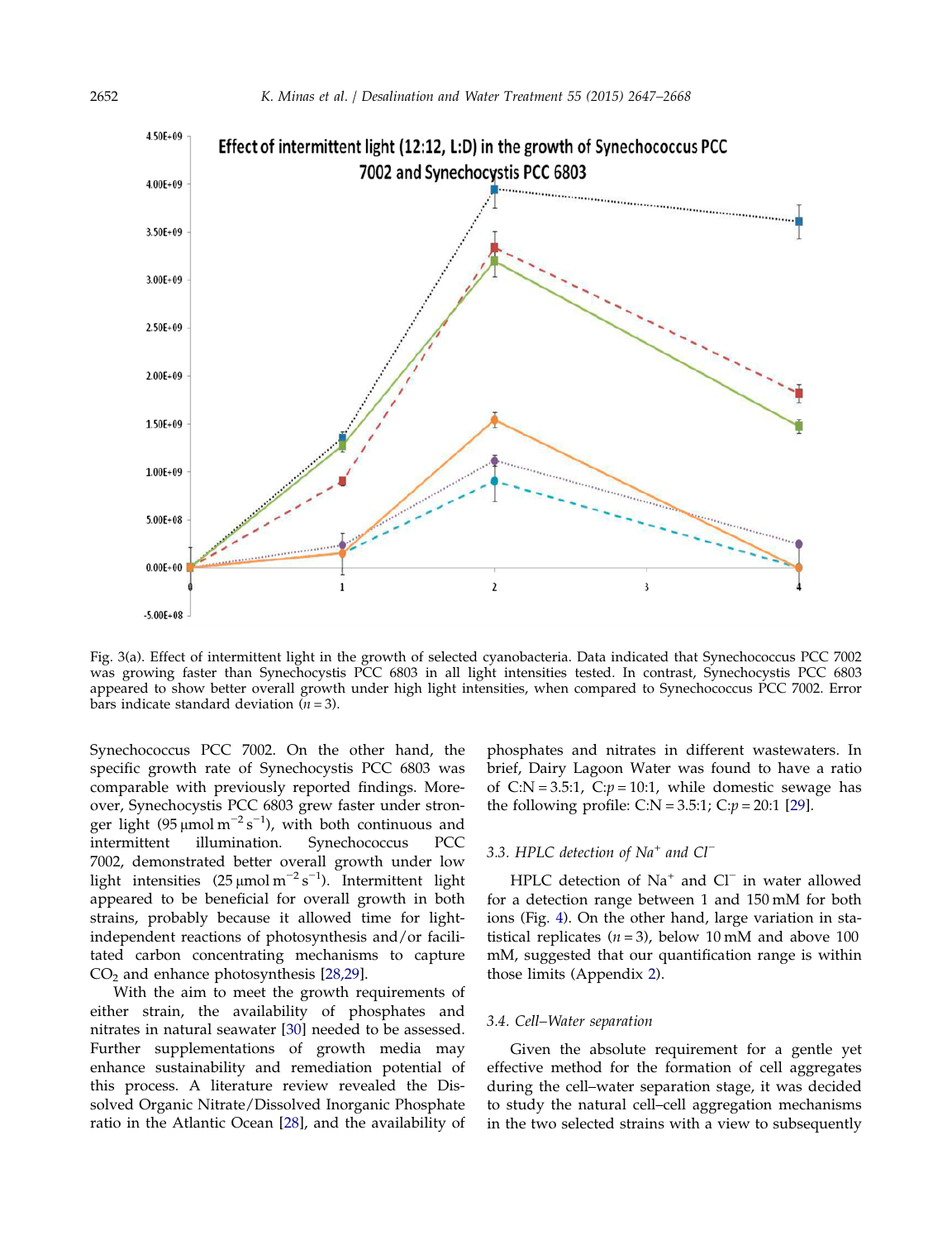Effect of intermittent light (12:12, L:D) in the growth of Synechococcus PCC 7002 and Synechocystis PCC 6803

4.50E+09
4.00E+09
3.50E+09
3.00E+09
2.50E+09
2.00E+09
1.50E+09
1.00E+09
5.00E+08
0.00E+00
-5.00E+08

0
1
2
3
4

Fig. 3(a). Effect of intermittent light in the growth of selected cyanobacteria. Data indicated that Synechococcus PCC 7002 was growing faster than Synechocystis PCC 6803 in all light intensities tested. In contrast, Synechocystis PCC 6803 appeared to show better overall growth under high light intensities, when compared to Synechococcus PCC 7002. Error bars indicate standard deviation ($n = 3$).

Synechococcus PCC 7002. On the other hand, the specific growth rate of Synechocystis PCC 6803 was comparable with previously reported findings. Moreover, Synechocystis PCC 6803 grew faster under stronger light (95 $\mu$mol $m^{-2}$ $s^{-1}$), with both continuous and intermittent illumination. Synechococcus PCC 7002, demonstrated better overall growth under low light intensities (25 $\mu$mol $m^{-2}$ $s^{-1}$). Intermittent light appeared to be beneficial for overall growth in both strains, probably because it allowed time for light-independent reactions of photosynthesis and/or facilitated carbon concentrating mechanisms to capture $CO_2$ and enhance photosynthesis [28,29].

With the aim to meet the growth requirements of either strain, the availability of phosphates and nitrates in natural seawater [30] needed to be assessed. Further supplementations of growth media may enhance sustainability and remediation potential of this process. A literature review revealed the Dissolved Organic Nitrate/Dissolved Inorganic Phosphate ratio in the Atlantic Ocean [28], and the availability of phosphates and nitrates in different wastewaters. In brief, Dairy Lagoon Water was found to have a ratio of C:N = 3.5:1, C:$p$ = 10:1, while domestic sewage has the following profile: C:N = 3.5:1; C:$p$ = 20:1 [29].

### 3.3. HPLC detection of $Na^+$ and $Cl^-$

HPLC detection of $Na^+$ and $Cl^-$ in water allowed for a detection range between 1 and 150 mM for both ions (Fig. 4). On the other hand, large variation in statistical replicates ($n = 3$), below 10 mM and above 100 mM, suggested that our quantification range is within those limits (Appendix 2).

### 3.4. Cell–Water separation

Given the absolute requirement for a gentle yet effective method for the formation of cell aggregates during the cell–water separation stage, it was decided to study the natural cell–cell aggregation mechanisms in the two selected strains with a view to subsequently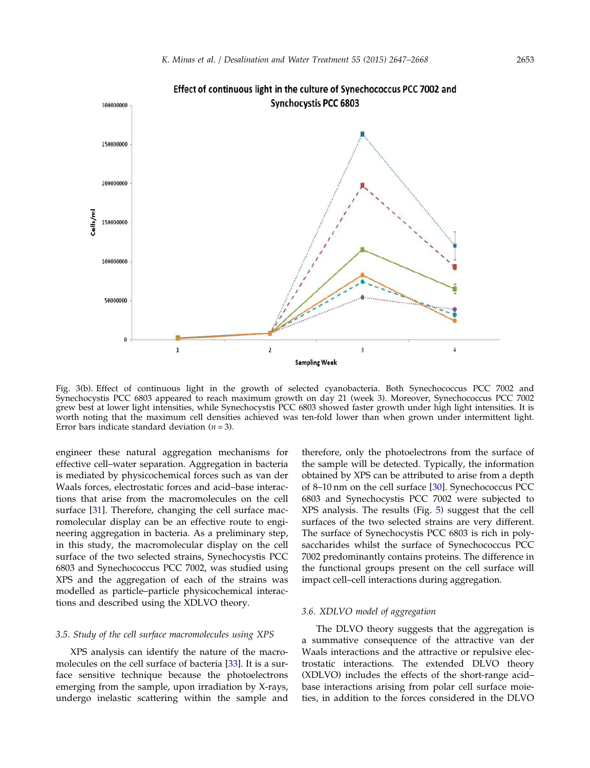Effect of continuous light in the culture of Synechococcus PCC 7002 and Synchocystis PCC 6803

300000000

250000000

200000000

150000000

100000000

50000000

0

Cells/ml

1

2

3

4

Sampling Week

Fig. 3(b). Effect of continuous light in the growth of selected cyanobacteria. Both Synechococcus PCC 7002 and Synechocystis PCC 6803 appeared to reach maximum growth on day 21 (week 3). Moreover, Synechococcus PCC 7002 grew best at lower light intensities, while Synechocystis PCC 6803 showed faster growth under high light intensities. It is worth noting that the maximum cell densities achieved was ten-fold lower than when grown under intermittent light. Error bars indicate standard deviation ($n = 3$).

engineer these natural aggregation mechanisms for effective cell–water separation. Aggregation in bacteria is mediated by physicochemical forces such as van der Waals forces, electrostatic forces and acid–base interactions that arise from the macromolecules on the cell surface [31]. Therefore, changing the cell surface macromolecular display can be an effective route to engineering aggregation in bacteria. As a preliminary step, in this study, the macromolecular display on the cell surface of the two selected strains, Synechocystis PCC 6803 and Synechococcus PCC 7002, was studied using XPS and the aggregation of each of the strains was modelled as particle–particle physicochemical interactions and described using the XDLVO theory.

### 3.5. Study of the cell surface macromolecules using XPS

XPS analysis can identify the nature of the macromolecules on the cell surface of bacteria [33]. It is a surface sensitive technique because the photoelectrons emerging from the sample, upon irradiation by X-rays, undergo inelastic scattering within the sample and therefore, only the photoelectrons from the surface of the sample will be detected. Typically, the information obtained by XPS can be attributed to arise from a depth of 8–10 nm on the cell surface [30]. Synechococcus PCC 6803 and Synechocystis PCC 7002 were subjected to XPS analysis. The results (Fig. 5) suggest that the cell surfaces of the two selected strains are very different. The surface of Synechocystis PCC 6803 is rich in polysaccharides whilst the surface of Synechococcus PCC 7002 predominantly contains proteins. The difference in the functional groups present on the cell surface will impact cell–cell interactions during aggregation.

### 3.6. XDLVO model of aggregation

The DLVO theory suggests that the aggregation is a summative consequence of the attractive van der Waals interactions and the attractive or repulsive electrostatic interactions. The extended DLVO theory (XDLVO) includes the effects of the short-range acid–base interactions arising from polar cell surface moieties, in addition to the forces considered in the DLVO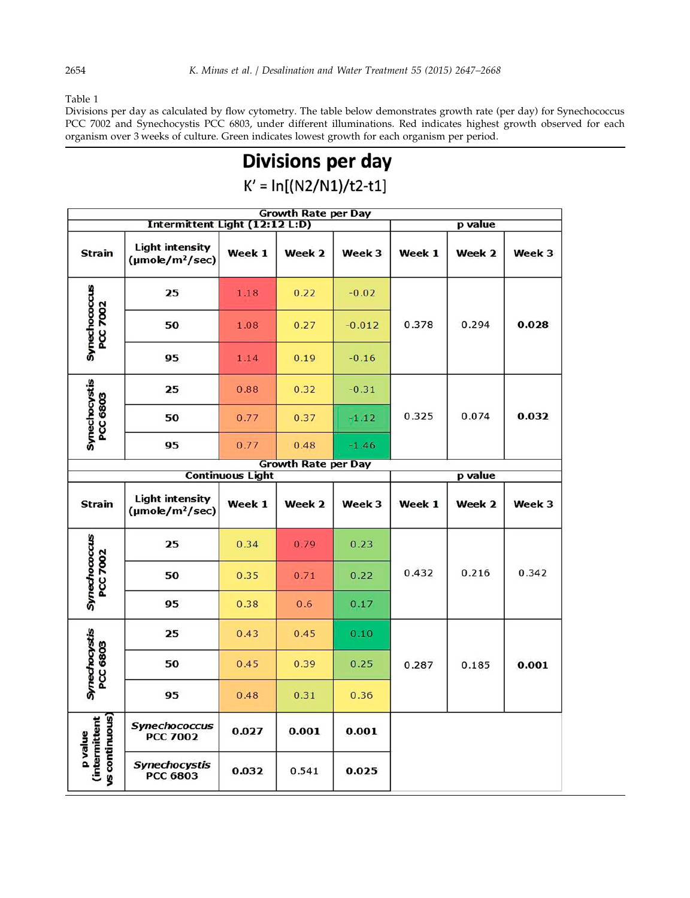Table 1
Divisions per day as calculated by flow cytometry. The table below demonstrates growth rate (per day) for Synechococcus PCC 7002 and Synechocystis PCC 6803, under different illuminations. Red indicates highest growth observed for each organism over 3 weeks of culture. Green indicates lowest growth for each organism per period.

## Divisions per day

$$K' = \ln[(N2/N1)/t2\text{-}t1]$$

| Growth Rate per Day | | | | | | | |
|---|---|---|---|---|---|---|---|
| **Intermittent Light (12:12 L:D)** | | | | | **p value** | | |
| **Strain** | **Light intensity (µmole/m²/sec)** | **Week 1** | **Week 2** | **Week 3** | **Week 1** | **Week 2** | **Week 3** |
| *Synechococcus* PCC 7002 | 25 | 1.18 | 0.22 | -0.02 | 0.378 | 0.294 | **0.028** |
| | 50 | 1.08 | 0.27 | -0.012 | | | |
| | 95 | 1.14 | 0.19 | -0.16 | | | |
| *Synechocystis* PCC 6803 | 25 | 0.88 | 0.32 | -0.31 | 0.325 | 0.074 | **0.032** |
| | 50 | 0.77 | 0.37 | -1.12 | | | |
| | 95 | 0.77 | 0.48 | -1.46 | | | |
| **Growth Rate per Day** | | | | | | | |
| **Continuous Light** | | | | | **p value** | | |
| **Strain** | **Light intensity (µmole/m²/sec)** | **Week 1** | **Week 2** | **Week 3** | **Week 1** | **Week 2** | **Week 3** |
| *Synechococcus* PCC 7002 | 25 | 0.34 | 0.79 | 0.23 | 0.432 | 0.216 | 0.342 |
| | 50 | 0.35 | 0.71 | 0.22 | | | |
| | 95 | 0.38 | 0.6 | 0.17 | | | |
| *Synechocystis* PCC 6803 | 25 | 0.43 | 0.45 | 0.10 | 0.287 | 0.185 | **0.001** |
| | 50 | 0.45 | 0.39 | 0.25 | | | |
| | 95 | 0.48 | 0.31 | 0.36 | | | |
| **p value (intermittent vs continuous)** | ***Synechococcus* PCC 7002** | **0.027** | **0.001** | **0.001** | | | |
| | ***Synechocystis* PCC 6803** | **0.032** | 0.541 | **0.025** | | | |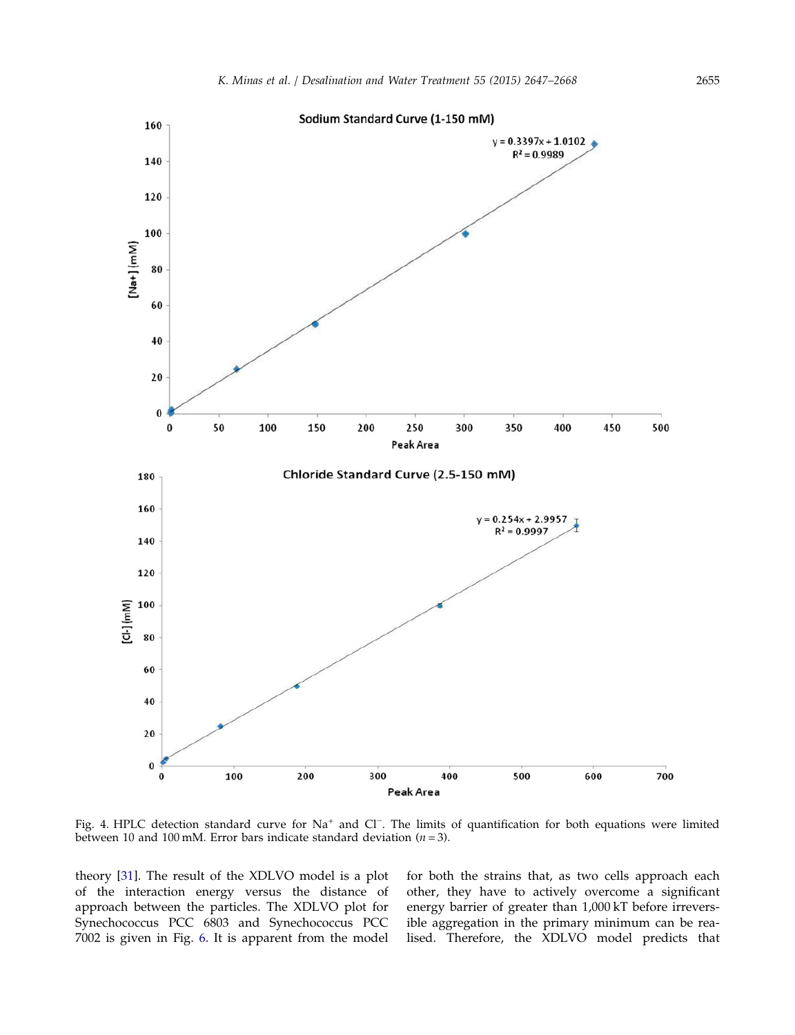Sodium Standard Curve (1-150 mM)

$y = 0.3397x + 1.0102$

$R^2 = 0.9989$

[Na+] (mM)

160
140
120
100
80
60
40
20
0

0 50 100 150 200 250 300 350 400 450 500

Peak Area

Chloride Standard Curve (2.5-150 mM)

$y = 0.254x + 2.9957$

$R^2 = 0.9997$

[Cl-] (mM)

180
160
140
120
100
80
60
40
20
0

0 100 200 300 400 500 600 700

Peak Area

Fig. 4. HPLC detection standard curve for $Na^+$ and $Cl^-$. The limits of quantification for both equations were limited between 10 and 100 mM. Error bars indicate standard deviation ($n = 3$).

theory [31]. The result of the XDLVO model is a plot of the interaction energy versus the distance of approach between the particles. The XDLVO plot for Synechococcus PCC 6803 and Synechococcus PCC 7002 is given in Fig. 6. It is apparent from the model for both the strains that, as two cells approach each other, they have to actively overcome a significant energy barrier of greater than 1,000 kT before irreversible aggregation in the primary minimum can be realised. Therefore, the XDLVO model predicts that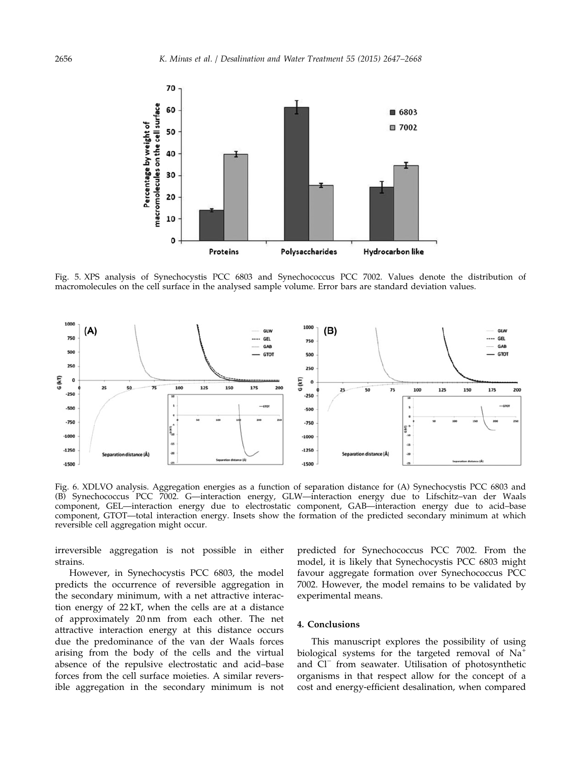70
60
50
40
30
20
10
0

Percentage by weight of macromolecules on the cell surface

6803
7002

Proteins
Polysaccharides
Hydrocarbon like

Fig. 5. XPS analysis of Synechocystis PCC 6803 and Synechococcus PCC 7002. Values denote the distribution of macromolecules on the cell surface in the analysed sample volume. Error bars are standard deviation values.

(A)
(B)

GLW
GEL
GAB
GTOT

G (kT)

Separation distance (Å)

Fig. 6. XDLVO analysis. Aggregation energies as a function of separation distance for (A) Synechocystis PCC 6803 and (B) Synechococcus PCC 7002. G—interaction energy, GLW—interaction energy due to Lifschitz–van der Waals component, GEL—interaction energy due to electrostatic component, GAB—interaction energy due to acid–base component, GTOT—total interaction energy. Insets show the formation of the predicted secondary minimum at which reversible cell aggregation might occur.

irreversible aggregation is not possible in either strains.

However, in Synechocystis PCC 6803, the model predicts the occurrence of reversible aggregation in the secondary minimum, with a net attractive interaction energy of 22 kT, when the cells are at a distance of approximately 20 nm from each other. The net attractive interaction energy at this distance occurs due the predominance of the van der Waals forces arising from the body of the cells and the virtual absence of the repulsive electrostatic and acid–base forces from the cell surface moieties. A similar reversible aggregation in the secondary minimum is not predicted for Synechococcus PCC 7002. From the model, it is likely that Synechocystis PCC 6803 might favour aggregate formation over Synechococcus PCC 7002. However, the model remains to be validated by experimental means.

## 4. Conclusions

This manuscript explores the possibility of using biological systems for the targeted removal of $Na^+$ and $Cl^-$ from seawater. Utilisation of photosynthetic organisms in that respect allow for the concept of a cost and energy-efficient desalination, when compared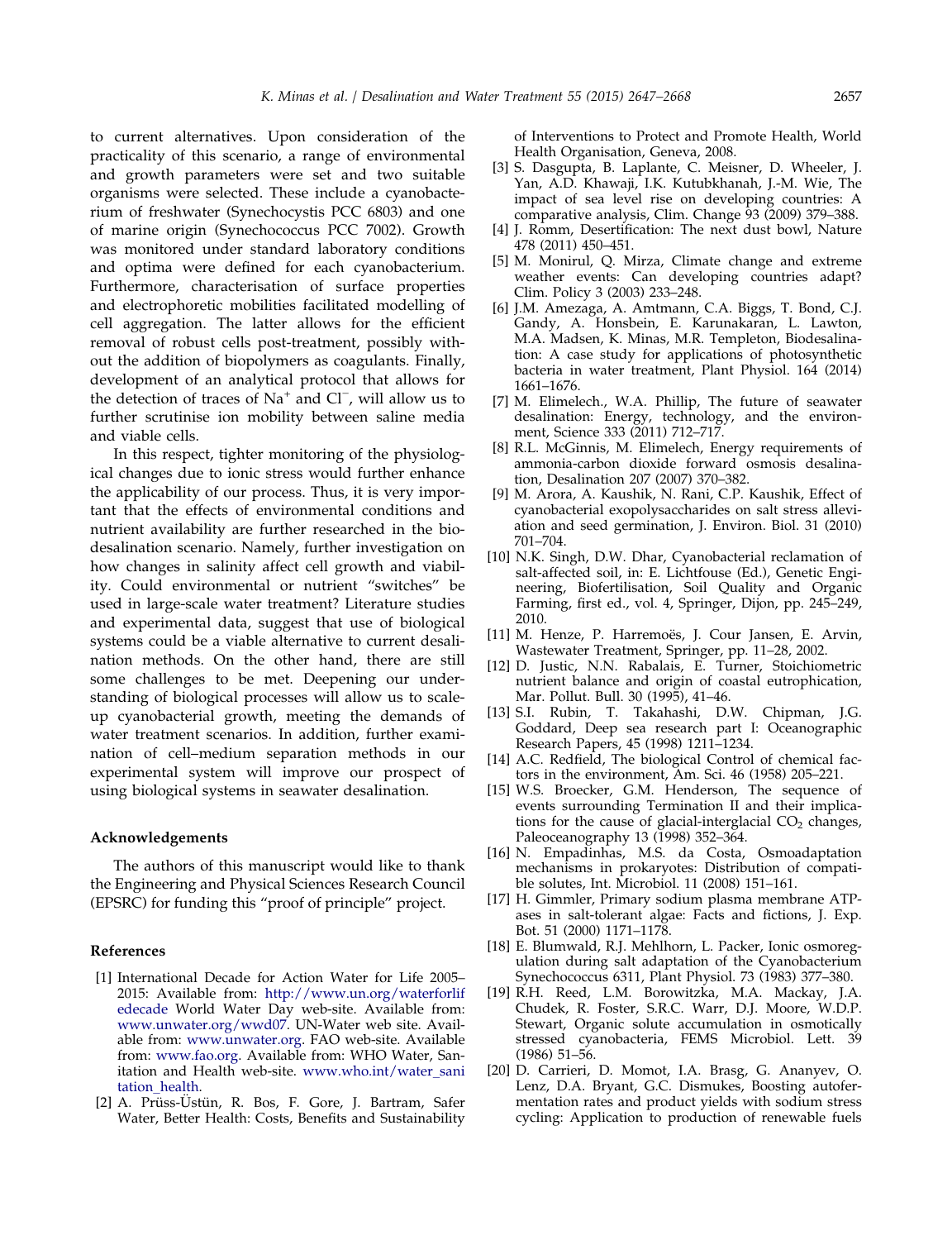to current alternatives. Upon consideration of the practicality of this scenario, a range of environmental and growth parameters were set and two suitable organisms were selected. These include a cyanobacterium of freshwater (Synechocystis PCC 6803) and one of marine origin (Synechococcus PCC 7002). Growth was monitored under standard laboratory conditions and optima were defined for each cyanobacterium. Furthermore, characterisation of surface properties and electrophoretic mobilities facilitated modelling of cell aggregation. The latter allows for the efficient removal of robust cells post-treatment, possibly without the addition of biopolymers as coagulants. Finally, development of an analytical protocol that allows for the detection of traces of $Na^{+}$ and $Cl^{-}$, will allow us to further scrutinise ion mobility between saline media and viable cells.

In this respect, tighter monitoring of the physiological changes due to ionic stress would further enhance the applicability of our process. Thus, it is very important that the effects of environmental conditions and nutrient availability are further researched in the biodesalination scenario. Namely, further investigation on how changes in salinity affect cell growth and viability. Could environmental or nutrient "switches" be used in large-scale water treatment? Literature studies and experimental data, suggest that use of biological systems could be a viable alternative to current desalination methods. On the other hand, there are still some challenges to be met. Deepening our understanding of biological processes will allow us to scale-up cyanobacterial growth, meeting the demands of water treatment scenarios. In addition, further examination of cell–medium separation methods in our experimental system will improve our prospect of using biological systems in seawater desalination.

## Acknowledgements

The authors of this manuscript would like to thank the Engineering and Physical Sciences Research Council (EPSRC) for funding this "proof of principle" project.

## References

[1] International Decade for Action Water for Life 2005–2015: Available from: http://www.un.org/waterforlifedecade World Water Day web-site. Available from: www.unwater.org/wwd07. UN-Water web site. Available from: www.unwater.org. FAO web-site. Available from: www.fao.org. Available from: WHO Water, Sanitation and Health web-site. www.who.int/water_sanitation_health.

[2] A. Prüss-Üstün, R. Bos, F. Gore, J. Bartram, Safer Water, Better Health: Costs, Benefits and Sustainability of Interventions to Protect and Promote Health, World Health Organisation, Geneva, 2008.

[3] S. Dasgupta, B. Laplante, C. Meisner, D. Wheeler, J. Yan, A.D. Khawaji, I.K. Kutubkhanah, J.-M. Wie, The impact of sea level rise on developing countries: A comparative analysis, Clim. Change 93 (2009) 379–388.

[4] J. Romm, Desertification: The next dust bowl, Nature 478 (2011) 450–451.

[5] M. Monirul, Q. Mirza, Climate change and extreme weather events: Can developing countries adapt? Clim. Policy 3 (2003) 233–248.

[6] J.M. Amezaga, A. Amtmann, C.A. Biggs, T. Bond, C.J. Gandy, A. Honsbein, E. Karunakaran, L. Lawton, M.A. Madsen, K. Minas, M.R. Templeton, Biodesalination: A case study for applications of photosynthetic bacteria in water treatment, Plant Physiol. 164 (2014) 1661–1676.

[7] M. Elimelech., W.A. Phillip, The future of seawater desalination: Energy, technology, and the environment, Science 333 (2011) 712–717.

[8] R.L. McGinnis, M. Elimelech, Energy requirements of ammonia-carbon dioxide forward osmosis desalination, Desalination 207 (2007) 370–382.

[9] M. Arora, A. Kaushik, N. Rani, C.P. Kaushik, Effect of cyanobacterial exopolysaccharides on salt stress alleviation and seed germination, J. Environ. Biol. 31 (2010) 701–704.

[10] N.K. Singh, D.W. Dhar, Cyanobacterial reclamation of salt-affected soil, in: E. Lichtfouse (Ed.), Genetic Engineering, Biofertilisation, Soil Quality and Organic Farming, first ed., vol. 4, Springer, Dijon, pp. 245–249, 2010.

[11] M. Henze, P. Harremoës, J. Cour Jansen, E. Arvin, Wastewater Treatment, Springer, pp. 11–28, 2002.

[12] D. Justic, N.N. Rabalais, E. Turner, Stoichiometric nutrient balance and origin of coastal eutrophication, Mar. Pollut. Bull. 30 (1995), 41–46.

[13] S.I. Rubin, T. Takahashi, D.W. Chipman, J.G. Goddard, Deep sea research part I: Oceanographic Research Papers, 45 (1998) 1211–1234.

[14] A.C. Redfield, The biological Control of chemical factors in the environment, Am. Sci. 46 (1958) 205–221.

[15] W.S. Broecker, G.M. Henderson, The sequence of events surrounding Termination II and their implications for the cause of glacial-interglacial $CO_2$ changes, Paleoceanography 13 (1998) 352–364.

[16] N. Empadinhas, M.S. da Costa, Osmoadaptation mechanisms in prokaryotes: Distribution of compatible solutes, Int. Microbiol. 11 (2008) 151–161.

[17] H. Gimmler, Primary sodium plasma membrane ATPases in salt-tolerant algae: Facts and fictions, J. Exp. Bot. 51 (2000) 1171–1178.

[18] E. Blumwald, R.J. Mehlhorn, L. Packer, Ionic osmoregulation during salt adaptation of the Cyanobacterium Synechococcus 6311, Plant Physiol. 73 (1983) 377–380.

[19] R.H. Reed, L.M. Borowitzka, M.A. Mackay, J.A. Chudek, R. Foster, S.R.C. Warr, D.J. Moore, W.D.P. Stewart, Organic solute accumulation in osmotically stressed cyanobacteria, FEMS Microbiol. Lett. 39 (1986) 51–56.

[20] D. Carrieri, D. Momot, I.A. Brasg, G. Ananyev, O. Lenz, D.A. Bryant, G.C. Dismukes, Boosting autofermentation rates and product yields with sodium stress cycling: Application to production of renewable fuels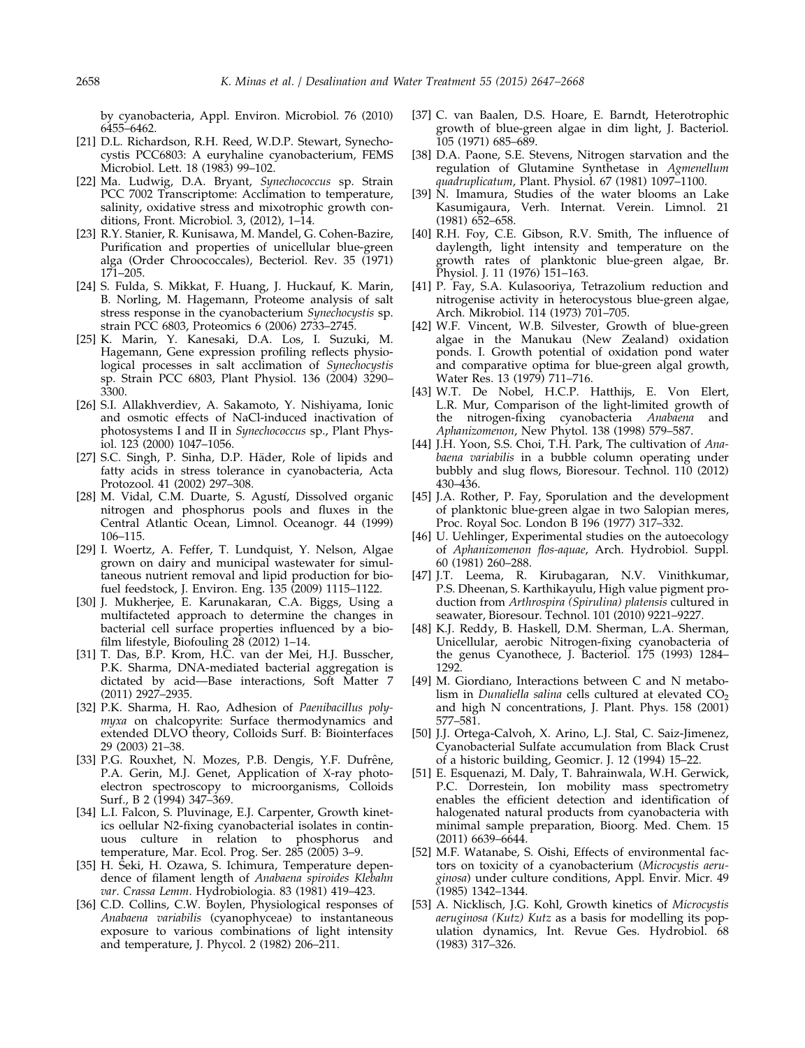by cyanobacteria, Appl. Environ. Microbiol. 76 (2010) 6455–6462.

[21] D.L. Richardson, R.H. Reed, W.D.P. Stewart, Synechocystis PCC6803: A euryhaline cyanobacterium, FEMS Microbiol. Lett. 18 (1983) 99–102.

[22] Ma. Ludwig, D.A. Bryant, *Synechococcus* sp. Strain PCC 7002 Transcriptome: Acclimation to temperature, salinity, oxidative stress and mixotrophic growth conditions, Front. Microbiol. 3, (2012), 1–14.

[23] R.Y. Stanier, R. Kunisawa, M. Mandel, G. Cohen-Bazire, Purification and properties of unicellular blue-green alga (Order Chroococcales), Becteriol. Rev. 35 (1971) 171–205.

[24] S. Fulda, S. Mikkat, F. Huang, J. Huckauf, K. Marin, B. Norling, M. Hagemann, Proteome analysis of salt stress response in the cyanobacterium *Synechocystis* sp. strain PCC 6803, Proteomics 6 (2006) 2733–2745.

[25] K. Marin, Y. Kanesaki, D.A. Los, I. Suzuki, M. Hagemann, Gene expression profiling reflects physiological processes in salt acclimation of *Synechocystis* sp. Strain PCC 6803, Plant Physiol. 136 (2004) 3290–3300.

[26] S.I. Allakhverdiev, A. Sakamoto, Y. Nishiyama, Ionic and osmotic effects of NaCl-induced inactivation of photosystems I and II in *Synechococcus* sp., Plant Physiol. 123 (2000) 1047–1056.

[27] S.C. Singh, P. Sinha, D.P. Häder, Role of lipids and fatty acids in stress tolerance in cyanobacteria, Acta Protozool. 41 (2002) 297–308.

[28] M. Vidal, C.M. Duarte, S. Agustí, Dissolved organic nitrogen and phosphorus pools and fluxes in the Central Atlantic Ocean, Limnol. Oceanogr. 44 (1999) 106–115.

[29] I. Woertz, A. Feffer, T. Lundquist, Y. Nelson, Algae grown on dairy and municipal wastewater for simultaneous nutrient removal and lipid production for biofuel feedstock, J. Environ. Eng. 135 (2009) 1115–1122.

[30] J. Mukherjee, E. Karunakaran, C.A. Biggs, Using a multifacteted approach to determine the changes in bacterial cell surface properties influenced by a biofilm lifestyle, Biofouling 28 (2012) 1–14.

[31] T. Das, B.P. Krom, H.C. van der Mei, H.J. Busscher, P.K. Sharma, DNA-mediated bacterial aggregation is dictated by acid—Base interactions, Soft Matter 7 (2011) 2927–2935.

[32] P.K. Sharma, H. Rao, Adhesion of *Paenibacillus polymyxa* on chalcopyrite: Surface thermodynamics and extended DLVO theory, Colloids Surf. B: Biointerfaces 29 (2003) 21–38.

[33] P.G. Rouxhet, N. Mozes, P.B. Dengis, Y.F. Dufrêne, P.A. Gerin, M.J. Genet, Application of X-ray photoelectron spectroscopy to microorganisms, Colloids Surf., B 2 (1994) 347–369.

[34] L.I. Falcon, S. Pluvinage, E.J. Carpenter, Growth kinetics oellular N2-fixing cyanobacterial isolates in continuous culture in relation to phosphorus and temperature, Mar. Ecol. Prog. Ser. 285 (2005) 3–9.

[35] H. Seki, H. Ozawa, S. Ichimura, Temperature dependence of filament length of *Anabaena spiroides Klebahn var. Crassa Lemm*. Hydrobiologia. 83 (1981) 419–423.

[36] C.D. Collins, C.W. Boylen, Physiological responses of *Anabaena variabilis* (cyanophyceae) to instantaneous exposure to various combinations of light intensity and temperature, J. Phycol. 2 (1982) 206–211.

[37] C. van Baalen, D.S. Hoare, E. Barndt, Heterotrophic growth of blue-green algae in dim light, J. Bacteriol. 105 (1971) 685–689.

[38] D.A. Paone, S.E. Stevens, Nitrogen starvation and the regulation of Glutamine Synthetase in *Agmenellum quadruplicatum*, Plant. Physiol. 67 (1981) 1097–1100.

[39] N. Imamura, Studies of the water blooms an Lake Kasumigaura, Verh. Internat. Verein. Limnol. 21 (1981) 652–658.

[40] R.H. Foy, C.E. Gibson, R.V. Smith, The influence of daylength, light intensity and temperature on the growth rates of planktonic blue-green algae, Br. Physiol. J. 11 (1976) 151–163.

[41] P. Fay, S.A. Kulasooriya, Tetrazolium reduction and nitrogenise activity in heterocystous blue-green algae, Arch. Mikrobiol. 114 (1973) 701–705.

[42] W.F. Vincent, W.B. Silvester, Growth of blue-green algae in the Manukau (New Zealand) oxidation ponds. I. Growth potential of oxidation pond water and comparative optima for blue-green algal growth, Water Res. 13 (1979) 711–716.

[43] W.T. De Nobel, H.C.P. Hatthijs, E. Von Elert, L.R. Mur, Comparison of the light-limited growth of the nitrogen-fixing cyanobacteria *Anabaena* and *Aphanizomenon*, New Phytol. 138 (1998) 579–587.

[44] J.H. Yoon, S.S. Choi, T.H. Park, The cultivation of *Anabaena variabilis* in a bubble column operating under bubbly and slug flows, Bioresour. Technol. 110 (2012) 430–436.

[45] J.A. Rother, P. Fay, Sporulation and the development of planktonic blue-green algae in two Salopian meres, Proc. Royal Soc. London B 196 (1977) 317–332.

[46] U. Uehlinger, Experimental studies on the autoecology of *Aphanizomenon flos-aquae*, Arch. Hydrobiol. Suppl. 60 (1981) 260–288.

[47] J.T. Leema, R. Kirubagaran, N.V. Vinithkumar, P.S. Dheenan, S. Karthikayulu, High value pigment production from *Arthrospira (Spirulina) platensis* cultured in seawater, Bioresour. Technol. 101 (2010) 9221–9227.

[48] K.J. Reddy, B. Haskell, D.M. Sherman, L.A. Sherman, Unicellular, aerobic Nitrogen-fixing cyanobacteria of the genus Cyanothece, J. Bacteriol. 175 (1993) 1284–1292.

[49] M. Giordiano, Interactions between C and N metabolism in *Dunaliella salina* cells cultured at elevated $CO_2$ and high N concentrations, J. Plant. Phys. 158 (2001) 577–581.

[50] J.J. Ortega-Calvoh, X. Arino, L.J. Stal, C. Saiz-Jimenez, Cyanobacterial Sulfate accumulation from Black Crust of a historic building, Geomicr. J. 12 (1994) 15–22.

[51] E. Esquenazi, M. Daly, T. Bahrainwala, W.H. Gerwick, P.C. Dorrestein, Ion mobility mass spectrometry enables the efficient detection and identification of halogenated natural products from cyanobacteria with minimal sample preparation, Bioorg. Med. Chem. 15 (2011) 6639–6644.

[52] M.F. Watanabe, S. Oishi, Effects of environmental factors on toxicity of a cyanobacterium (*Microcystis aeruginosa*) under culture conditions, Appl. Envir. Micr. 49 (1985) 1342–1344.

[53] A. Nicklisch, J.G. Kohl, Growth kinetics of *Microcystis aeruginosa (Kutz) Kutz* as a basis for modelling its population dynamics, Int. Revue Ges. Hydrobiol. 68 (1983) 317–326.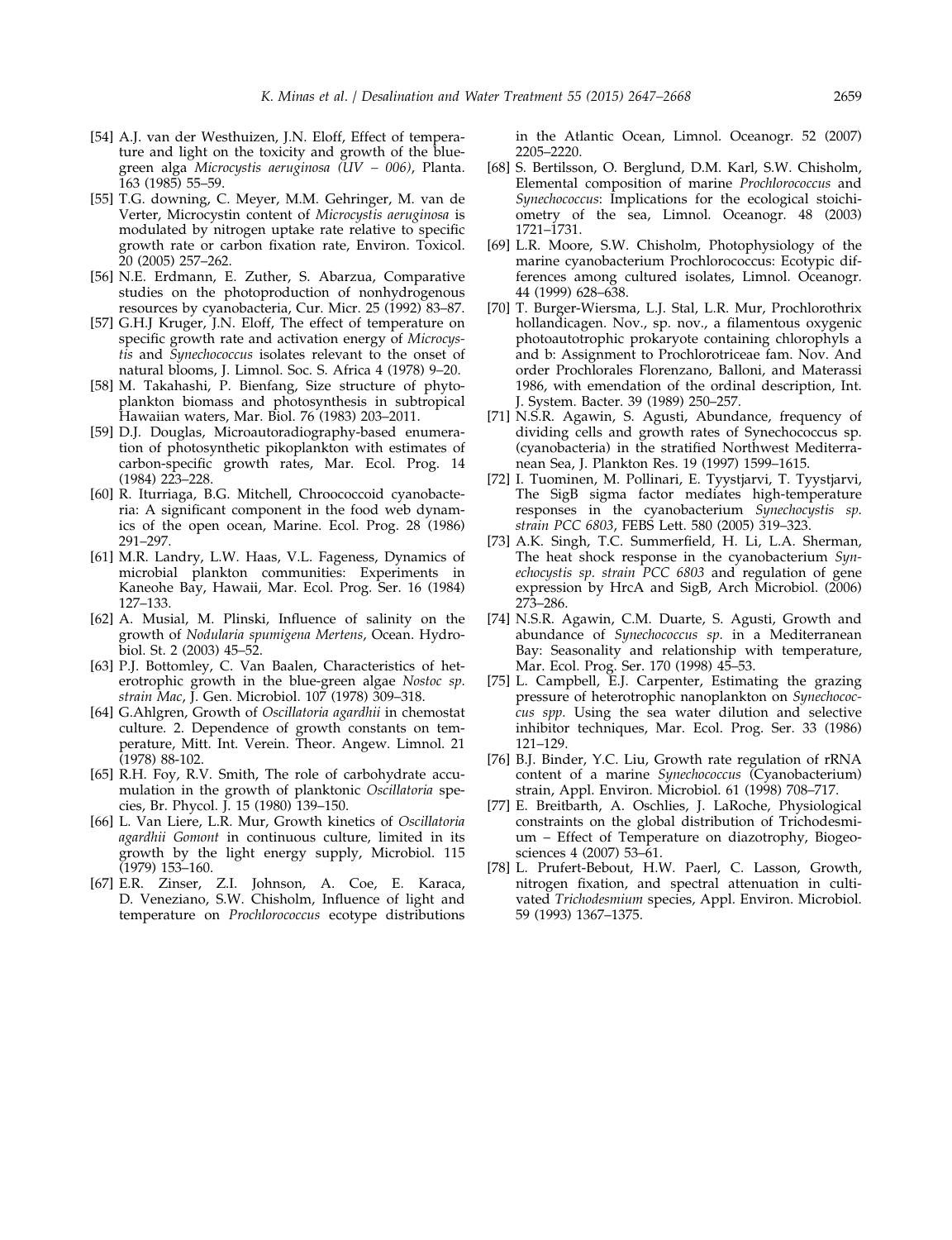[54] A.J. van der Westhuizen, J.N. Eloff, Effect of temperature and light on the toxicity and growth of the blue-green alga *Microcystis aeruginosa (UV – 006)*, Planta. 163 (1985) 55–59.

[55] T.G. downing, C. Meyer, M.M. Gehringer, M. van de Verter, Microcystin content of *Microcystis aeruginosa* is modulated by nitrogen uptake rate relative to specific growth rate or carbon fixation rate, Environ. Toxicol. 20 (2005) 257–262.

[56] N.E. Erdmann, E. Zuther, S. Abarzua, Comparative studies on the photoproduction of nonhydrogenous resources by cyanobacteria, Cur. Micr. 25 (1992) 83–87.

[57] G.H.J Kruger, J.N. Eloff, The effect of temperature on specific growth rate and activation energy of *Microcystis* and *Synechococcus* isolates relevant to the onset of natural blooms, J. Limnol. Soc. S. Africa 4 (1978) 9–20.

[58] M. Takahashi, P. Bienfang, Size structure of phytoplankton biomass and photosynthesis in subtropical Hawaiian waters, Mar. Biol. 76 (1983) 203–2011.

[59] D.J. Douglas, Microautoradiography-based enumeration of photosynthetic pikoplankton with estimates of carbon-specific growth rates, Mar. Ecol. Prog. 14 (1984) 223–228.

[60] R. Iturriaga, B.G. Mitchell, Chroococcoid cyanobacteria: A significant component in the food web dynamics of the open ocean, Marine. Ecol. Prog. 28 (1986) 291–297.

[61] M.R. Landry, L.W. Haas, V.L. Fageness, Dynamics of microbial plankton communities: Experiments in Kaneohe Bay, Hawaii, Mar. Ecol. Prog. Ser. 16 (1984) 127–133.

[62] A. Musial, M. Plinski, Influence of salinity on the growth of *Nodularia spumigena Mertens*, Ocean. Hydrobiol. St. 2 (2003) 45–52.

[63] P.J. Bottomley, C. Van Baalen, Characteristics of heterotrophic growth in the blue-green algae *Nostoc sp. strain Mac*, J. Gen. Microbiol. 107 (1978) 309–318.

[64] G.Ahlgren, Growth of *Oscillatoria agardhii* in chemostat culture. 2. Dependence of growth constants on temperature, Mitt. Int. Verein. Theor. Angew. Limnol. 21 (1978) 88-102.

[65] R.H. Foy, R.V. Smith, The role of carbohydrate accumulation in the growth of planktonic *Oscillatoria* species, Br. Phycol. J. 15 (1980) 139–150.

[66] L. Van Liere, L.R. Mur, Growth kinetics of *Oscillatoria agardhii Gomont* in continuous culture, limited in its growth by the light energy supply, Microbiol. 115 (1979) 153–160.

[67] E.R. Zinser, Z.I. Johnson, A. Coe, E. Karaca, D. Veneziano, S.W. Chisholm, Influence of light and temperature on *Prochlorococcus* ecotype distributions in the Atlantic Ocean, Limnol. Oceanogr. 52 (2007) 2205–2220.

[68] S. Bertilsson, O. Berglund, D.M. Karl, S.W. Chisholm, Elemental composition of marine *Prochlorococcus* and *Synechococcus*: Implications for the ecological stoichiometry of the sea, Limnol. Oceanogr. 48 (2003) 1721–1731.

[69] L.R. Moore, S.W. Chisholm, Photophysiology of the marine cyanobacterium Prochlorococcus: Ecotypic differences among cultured isolates, Limnol. Oceanogr. 44 (1999) 628–638.

[70] T. Burger-Wiersma, L.J. Stal, L.R. Mur, Prochlorothrix hollandicagen. Nov., sp. nov., a filamentous oxygenic photoautotrophic prokaryote containing chlorophyls a and b: Assignment to Prochlorotriceae fam. Nov. And order Prochlorales Florenzano, Balloni, and Materassi 1986, with emendation of the ordinal description, Int. J. System. Bacter. 39 (1989) 250–257.

[71] N.S.R. Agawin, S. Agusti, Abundance, frequency of dividing cells and growth rates of Synechococcus sp. (cyanobacteria) in the stratified Northwest Mediterranean Sea, J. Plankton Res. 19 (1997) 1599–1615.

[72] I. Tuominen, M. Pollinari, E. Tyystjarvi, T. Tyystjarvi, The SigB sigma factor mediates high-temperature responses in the cyanobacterium *Synechocystis sp. strain PCC 6803*, FEBS Lett. 580 (2005) 319–323.

[73] A.K. Singh, T.C. Summerfield, H. Li, L.A. Sherman, The heat shock response in the cyanobacterium *Synechocystis sp. strain PCC 6803* and regulation of gene expression by HrcA and SigB, Arch Microbiol. (2006) 273–286.

[74] N.S.R. Agawin, C.M. Duarte, S. Agusti, Growth and abundance of *Synechococcus sp.* in a Mediterranean Bay: Seasonality and relationship with temperature, Mar. Ecol. Prog. Ser. 170 (1998) 45–53.

[75] L. Campbell, E.J. Carpenter, Estimating the grazing pressure of heterotrophic nanoplankton on *Synechococcus spp.* Using the sea water dilution and selective inhibitor techniques, Mar. Ecol. Prog. Ser. 33 (1986) 121–129.

[76] B.J. Binder, Y.C. Liu, Growth rate regulation of rRNA content of a marine *Synechococcus* (Cyanobacterium) strain, Appl. Environ. Microbiol. 61 (1998) 708–717.

[77] E. Breitbarth, A. Oschlies, J. LaRoche, Physiological constraints on the global distribution of Trichodesmium – Effect of Temperature on diazotrophy, Biogeosciences 4 (2007) 53–61.

[78] L. Prufert-Bebout, H.W. Paerl, C. Lasson, Growth, nitrogen fixation, and spectral attenuation in cultivated *Trichodesmium* species, Appl. Environ. Microbiol. 59 (1993) 1367–1375.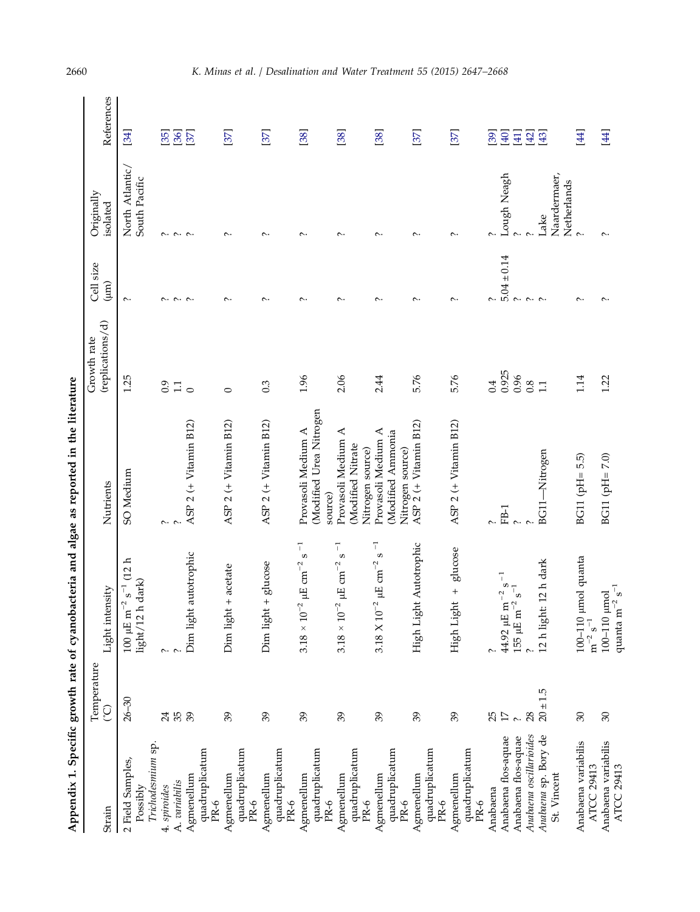**Appendix 1. Specific growth rate of cyanobacteria and algae as reported in the literature**

| Strain | Temperature (°C) | Light intensity | Nutrients | Growth rate (replications/d) | Cell size (μm) | Originally isolated | References |
|---|---|---|---|---|---|---|---|
| 2 Field Samples, Possibly *Trichodesmium* sp. | 26–30 | 100 μE $m^{-2}$ $s^{-1}$ (12 h light/12 h dark) | SO Medium | 1.25 | ? | North Atlantic/ South Pacific | [34] |
| *A. spiroides* | 24 | ? | ? | 0.9 | ? | ? | [35] |
| *A. variabilis* | 35 | ? | ? | 1.1 | ? | ? | [36] |
| Agmenellum quadruplicatum PR-6 | 39 | Dim light autotrophic | ASP 2 (+ Vitamin B12) | 0 | ? | ? | [37] |
| Agmenellum quadruplicatum PR-6 | 39 | Dim light + acetate | ASP 2 (+ Vitamin B12) | 0 | ? | ? | [37] |
| Agmenellum quadruplicatum PR-6 | 39 | Dim light + glucose | ASP 2 (+ Vitamin B12) | 0.3 | ? | ? | [37] |
| Agmenellum quadruplicatum PR-6 | 39 | $3.18 \times 10^{-2}$ μE $cm^{-2}$ $s^{-1}$ | Provasoli Medium A (Modified Urea Nitrogen source) | 1.96 | ? | ? | [38] |
| Agmenellum quadruplicatum PR-6 | 39 | $3.18 \times 10^{-2}$ μE $cm^{-2}$ $s^{-1}$ | Provasoli Medium A (Modified Nitrate Nitrogen source) | 2.06 | ? | ? | [38] |
| Agmenellum quadruplicatum PR-6 | 39 | $3.18 \text{ X } 10^{-2}$ μE $cm^{-2}$ $s^{-1}$ | Provasoli Medium A (Modified Ammonia Nitrogen source) | 2.44 | ? | ? | [38] |
| Agmenellum quadruplicatum PR-6 | 39 | High Light Autotrophic | ASP 2 (+ Vitamin B12) | 5.76 | ? | ? | [37] |
| Agmenellum quadruplicatum PR-6 | 39 | High Light + glucose | ASP 2 (+ Vitamin B12) | 5.76 | ? | ? | [37] |
| Anabaena | 25 | ? | ? | 0.4 | ? | ? | [39] |
| Anabaena flos-aquae | 17 | 44.92 μE $m^{-2}$ $s^{-1}$ | FB-1 | 0.925 | 5.04 ± 0.14 | Lough Neagh | [40] |
| Anabaena flos-aquae | ? | 155 μE $m^{-2}$ $s^{-1}$ | ? | 0.96 | ? | ? | [41] |
| *Anabaena oscillarioides* | 28 | ? | ? | 0.8 | ? | ? | [42] |
| *Anabaena* sp. Bory de St. Vincent | 20 ± 1.5 | 12 h light: 12 h dark | BG11—Nitrogen | 1.1 | ? | Lake Naardermaer, Netherlands | [43] |
| Anabaena variabilis ATCC 29413 | 30 | 100–110 μmol quanta $m^{-2}$ $s^{-1}$ | BG11 (pH= 5.5) | 1.14 | ? | ? | [44] |
| Anabaena variabilis ATCC 29413 | 30 | 100–110 μmol quanta $m^{-2}$ $s^{-1}$ | BG11 (pH= 7.0) | 1.22 | ? | ? | [44] |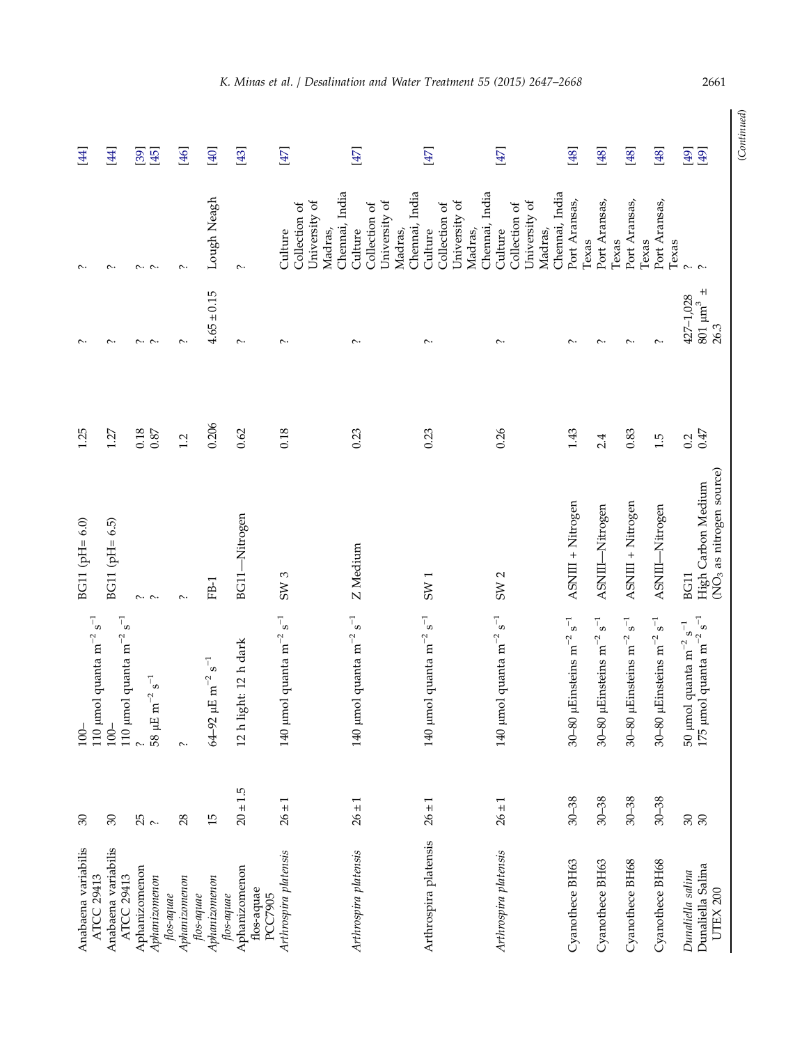| | | | | | | | |
|---|---|---|---|---|---|---|---|
| Anabaena variabilis ATCC 29413 | 30 | 100–110 µmol quanta $m^{-2}$ $s^{-1}$ | BG11 (pH= 6.0) | 1.25 | ? | ? | [44] |
| Anabaena variabilis ATCC 29413 | 30 | 100–110 µmol quanta $m^{-2}$ $s^{-1}$ | BG11 (pH= 6.5) | 1.27 | ? | ? | [44] |
| Aphanizomenon | 25 | ? | ? | 0.18 | ? | ? | [39] |
| *Aphanizomenon flos-aquae* | ? | 58 µE $m^{-2}$ $s^{-1}$ | ? | 0.87 | ? | ? | [45] |
| *Aphanizomenon flos-aquae* | 28 | ? | ? | 1.2 | ? | ? | [46] |
| *Aphanizomenon flos-aquae* | 15 | 64–92 µE $m^{-2}$ $s^{-1}$ | FB-1 | 0.206 | 4.65 ± 0.15 | Lough Neagh | [40] |
| Aphanizomenon flos-aquae PCC7905 | 20 ± 1.5 | 12 h light: 12 h dark | BG11—Nitrogen | 0.62 | ? | ? | [43] |
| *Arthrospira platensis* | 26 ± 1 | 140 µmol quanta $m^{-2}$ $s^{-1}$ | SW 3 | 0.18 | ? | Culture Collection of University of Madras, Chennai, India | [47] |
| *Arthrospira platensis* | 26 ± 1 | 140 µmol quanta $m^{-2}$ $s^{-1}$ | Z Medium | 0.23 | ? | Culture Collection of University of Madras, Chennai, India | [47] |
| Arthrospira platensis | 26 ± 1 | 140 µmol quanta $m^{-2}$ $s^{-1}$ | SW 1 | 0.23 | ? | Culture Collection of University of Madras, Chennai, India | [47] |
| *Arthrospira platensis* | 26 ± 1 | 140 µmol quanta $m^{-2}$ $s^{-1}$ | SW 2 | 0.26 | ? | Culture Collection of University of Madras, Chennai, India | [47] |
| Cyanothece BH63 | 30–38 | 30–80 µEinsteins $m^{-2}$ $s^{-1}$ | ASNIII + Nitrogen | 1.43 | ? | Port Aransas, Texas | [48] |
| Cyanothece BH63 | 30–38 | 30–80 µEinsteins $m^{-2}$ $s^{-1}$ | ASNIII—Nitrogen | 2.4 | ? | Port Aransas, Texas | [48] |
| Cyanothece BH68 | 30–38 | 30–80 µEinsteins $m^{-2}$ $s^{-1}$ | ASNIII + Nitrogen | 0.83 | ? | Port Aransas, Texas | [48] |
| Cyanothece BH68 | 30–38 | 30–80 µEinsteins $m^{-2}$ $s^{-1}$ | ASNIII—Nitrogen | 1.5 | ? | Port Aransas, Texas | [48] |
| *Dunaliella salina* | 30 | 50 µmol quanta $m^{-2}$ $s^{-1}$ | BG11 | 0.2 | 427–1,028 | ? | [49] |
| Dunaliella Salina UTEX 200 | 30 | 175 µmol quanta $m^{-2}$ $s^{-1}$ | High Carbon Medium ($NO_3$ as nitrogen source) | 0.47 | 801 µ$m^3$ ± 26.3 | ? | [49] |

(*Continued*)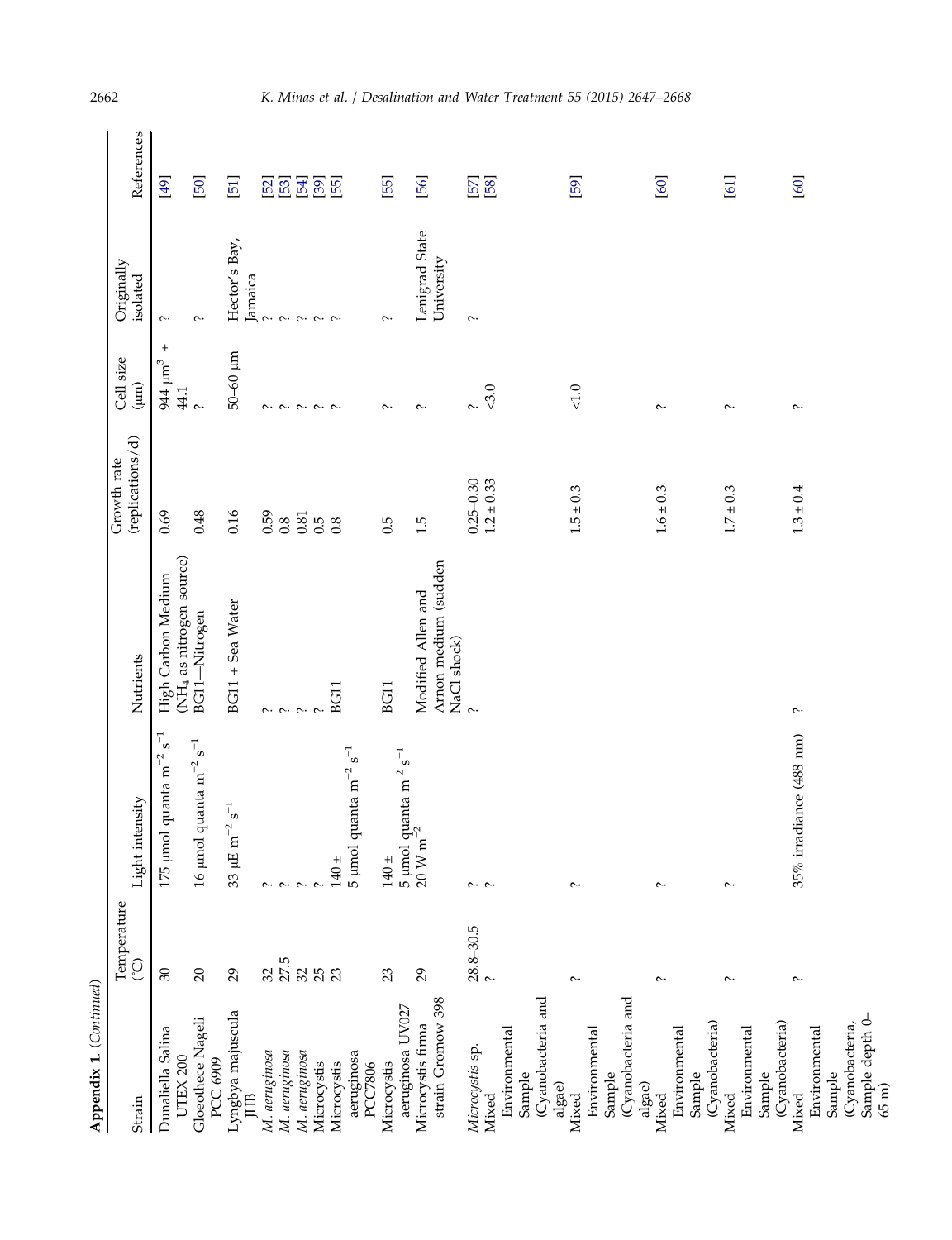**Appendix 1.** (*Continued*)

| Strain | Temperature (°C) | Light intensity | Nutrients | Growth rate (replications/d) | Cell size (μm) | Originally isolated | References |
|---|---|---|---|---|---|---|---|
| Dunaliella Salina UTEX 200 | 30 | 175 μmol quanta $m^{-2}$ $s^{-1}$ | High Carbon Medium ($NH_4$ as nitrogen source) | 0.69 | 944 $μm^3$ ± 44.1 | ? | [49] |
| Gloeothece Nageli PCC 6909 | 20 | 16 μmol quanta $m^{-2}$ $s^{-1}$ | BG11—Nitrogen | 0.48 | ? | ? | [50] |
| Lyngbya majuscula JHB | 29 | 33 μE $m^{-2}$ $s^{-1}$ | BG11 + Sea Water | 0.16 | 50–60 μm | Hector's Bay, Jamaica | [51] |
| *M. aeruginosa* | 32 | ? | ? | 0.59 | ? | ? | [52] |
| *M. aeruginosa* | 27.5 | ? | ? | 0.8 | ? | ? | [53] |
| *M. aeruginosa* | 32 | ? | ? | 0.81 | ? | ? | [54] |
| Microcystis | 25 | ? | ? | 0.5 | ? | ? | [39] |
| Microcystis aeruginosa PCC7806 | 23 | 140 ± 5 μmol quanta $m^{-2}$ $s^{-1}$ | BG11 | 0.8 | ? | ? | [55] |
| Microcystis aeruginosa UV027 | 23 | 140 ± 5 μmol quanta $m^{2}$ $s^{-1}$ | BG11 | 0.5 | ? | ? | [55] |
| Microcystis firma strain Gromow 398 | 29 | 20 W $m^{-2}$ | Modified Allen and Arnon medium (sudden NaCl shock) | 1.5 | ? | Lenigrad State University | [56] |
| *Microcystis* sp. | 28.8–30.5 | ? | ? | 0.25–0.30 | ? | ? | [57] |
| Mixed Environmental Sample (Cyanobacteria and algae) | ? | ? | | 1.2 ± 0.33 | <3.0 | | [58] |
| Mixed Environmental Sample (Cyanobacteria and algae) | ? | ? | | 1.5 ± 0.3 | <1.0 | | [59] |
| Mixed Environmental Sample (Cyanobacteria) | ? | ? | | 1.6 ± 0.3 | ? | | [60] |
| Mixed Environmental Sample (Cyanobacteria) | ? | ? | | 1.7 ± 0.3 | ? | | [61] |
| Mixed Environmental Sample (Cyanobacteria, Sample depth 0–65 m) | ? | 35% irradiance (488 nm) | ? | 1.3 ± 0.4 | ? | | [60] |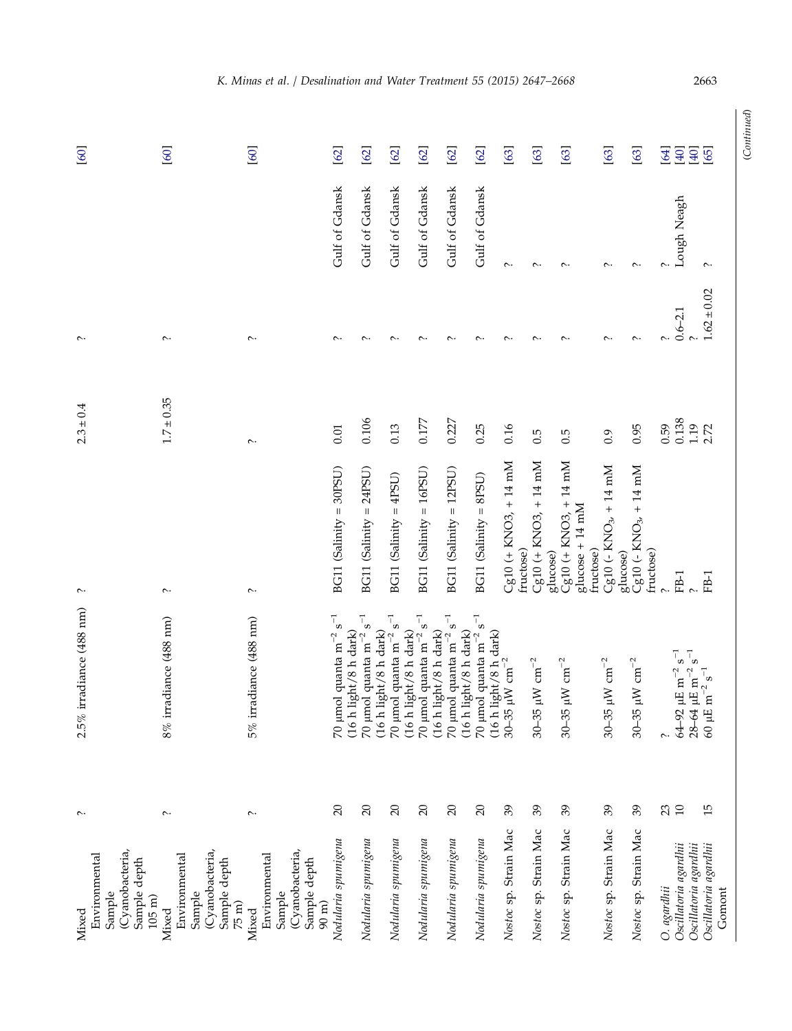| | | | | | | | | |
|---|---|---|---|---|---|---|---|---|
| Mixed Environmental Sample (Cyanobacteria, Sample depth 105 m) | ? | 2.5% irradiance (488 nm) | ? | | $2.3 \pm 0.4$ | ? | | [60] |
| Mixed Environmental Sample (Cyanobacteria, Sample depth 75 m) | ? | 8% irradiance (488 nm) | ? | | $1.7 \pm 0.35$ | ? | | [60] |
| Mixed Environmental Sample (Cyanobacteria, Sample depth 90 m) | ? | 5% irradiance (488 nm) | ? | | ? | ? | | [60] |
| *Nodularia spumigena* | 20 | 70 μmol quanta $m^{-2}$ $s^{-1}$ (16 h light/8 h dark) | BG11 (Salinity = 30PSU) | | 0.01 | ? | Gulf of Gdansk | [62] |
| *Nodularia spumigena* | 20 | 70 μmol quanta $m^{-2}$ $s^{-1}$ (16 h light/8 h dark) | BG11 (Salinity = 24PSU) | | 0.106 | ? | Gulf of Gdansk | [62] |
| *Nodularia spumigena* | 20 | 70 μmol quanta $m^{-2}$ $s^{-1}$ (16 h light/8 h dark) | BG11 (Salinity = 4PSU) | | 0.13 | ? | Gulf of Gdansk | [62] |
| *Nodularia spumigena* | 20 | 70 μmol quanta $m^{-2}$ $s^{-1}$ (16 h light/8 h dark) | BG11 (Salinity = 16PSU) | | 0.177 | ? | Gulf of Gdansk | [62] |
| *Nodularia spumigena* | 20 | 70 μmol quanta $m^{-2}$ $s^{-1}$ (16 h light/8 h dark) | BG11 (Salinity = 12PSU) | | 0.227 | ? | Gulf of Gdansk | [62] |
| *Nodularia spumigena* | 20 | 70 μmol quanta $m^{-2}$ $s^{-1}$ (16 h light/8 h dark) | BG11 (Salinity = 8PSU) | | 0.25 | ? | Gulf of Gdansk | [62] |
| *Nostoc* sp. Strain Mac | 39 | 30–35 μW $cm^{-2}$ | Cg10 (+ KNO3, + 14 mM fructose) | | 0.16 | ? | ? | [63] |
| *Nostoc* sp. Strain Mac | 39 | 30–35 μW $cm^{-2}$ | Cg10 (+ KNO3, + 14 mM glucose) | | 0.5 | ? | ? | [63] |
| *Nostoc* sp. Strain Mac | 39 | 30–35 μW $cm^{-2}$ | Cg10 (+ KNO3, + 14 mM glucose + 14 mM fructose) | | 0.5 | ? | ? | [63] |
| *Nostoc* sp. Strain Mac | 39 | 30–35 μW $cm^{-2}$ | Cg10 (- $KNO_3$, + 14 mM glucose) | | 0.9 | ? | ? | [63] |
| *Nostoc* sp. Strain Mac | 39 | 30–35 μW $cm^{-2}$ | Cg10 (- $KNO_3$, + 14 mM fructose) | | 0.95 | ? | ? | [63] |
| *O. agardhii* | 23 | ? | ? | | 0.59 | ? | ? | [64] |
| *Oscillatoria agardhii* | 10 | 64–92 μE $m^{-2}$ $s^{-1}$ | FB-1 | | 0.138 | 0.6–2.1 | Lough Neagh | [40] |
| *Oscillatoria agardhii* | | 28–64 μE $m^{-2}$ $s^{-1}$ | ? | | 1.19 | ? | | [40] |
| *Oscillatoria agardhii* Gomont | 15 | 60 μE $m^{-2}$ $s^{-1}$ | FB-1 | | 2.72 | $1.62 \pm 0.02$ | ? | [65] |

(*Continued*)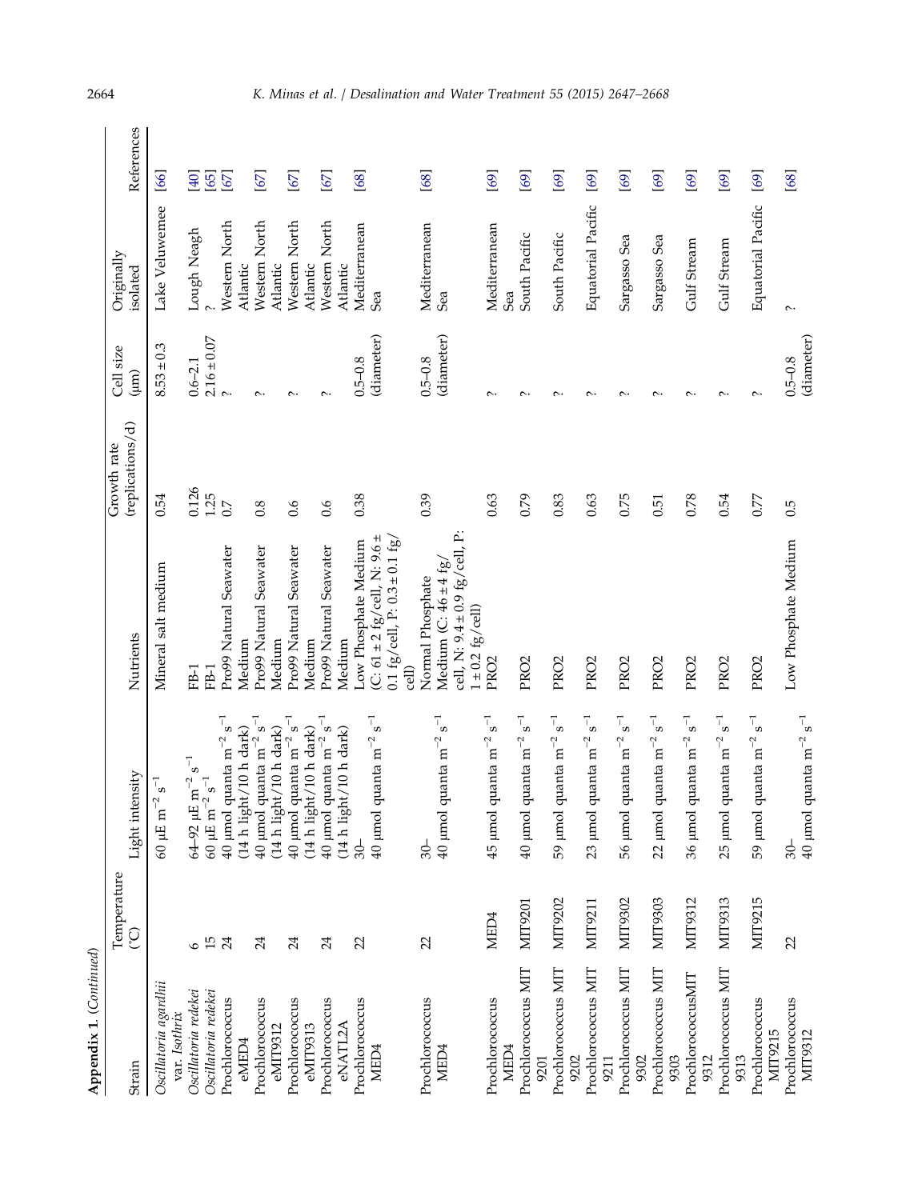**Appendix 1.** (*Continued*)

| Strain | Temperature (°C) | Light intensity | Nutrients | Growth rate (replications/d) | Cell size (μm) | Originally isolated | References |
|---|---|---|---|---|---|---|---|
| *Oscillatoria agardhii* var. *Isothrix* | | 60 μE $m^{-2}$ $s^{-1}$ | Mineral salt medium | 0.54 | 8.53 ± 0.3 | Lake Veluwemee | [66] |
| *Oscillatoria redekei* | 6 | 64–92 μE $m^{-2}$ $s^{-1}$ | FB-1 | 0.126 | 0.6–2.1 | Lough Neagh | [40] |
| *Oscillatoria redekei* | 15 | 60 μE $m^{-2}$ $s^{-1}$ | FB-1 | 1.25 | 2.16 ± 0.07 | ? | [65] |
| Prochlorococcus eMED4 | 24 | 40 μmol quanta $m^{-2}$ $s^{-1}$ (14 h light/10 h dark) | Pro99 Natural Seawater Medium | 0.7 | ? | Western North Atlantic | [67] |
| Prochlorococcus eMIT9312 | 24 | 40 μmol quanta $m^{-2}$ $s^{-1}$ (14 h light/10 h dark) | Pro99 Natural Seawater Medium | 0.8 | ? | Western North Atlantic | [67] |
| Prochlorococcus eMIT9313 | 24 | 40 μmol quanta $m^{-2}$ $s^{-1}$ (14 h light/10 h dark) | Pro99 Natural Seawater Medium | 0.6 | ? | Western North Atlantic | [67] |
| Prochlorococcus eNATL2A | 24 | 40 μmol quanta $m^{-2}$ $s^{-1}$ (14 h light/10 h dark) | Pro99 Natural Seawater Medium | 0.6 | ? | Western North Atlantic | [67] |
| Prochlorococcus MED4 | 22 | 30–40 μmol quanta $m^{-2}$ $s^{-1}$ | Low Phosphate Medium (C: 61 ± 2 fg/cell, N: 9.6 ± 0.1 fg/cell, P: 0.3 ± 0.1 fg/cell) | 0.38 | 0.5–0.8 (diameter) | Mediterranean Sea | [68] |
| Prochlorococcus MED4 | 22 | 30–40 μmol quanta $m^{-2}$ $s^{-1}$ | Normal Phosphate Medium (C: 46 ± 4 fg/cell, N: 9.4 ± 0.9 fg/cell, P: 1 ± 0.2 fg/cell) | 0.39 | 0.5–0.8 (diameter) | Mediterranean Sea | [68] |
| Prochlorococcus MED4 | MED4 | 45 μmol quanta $m^{-2}$ $s^{-1}$ | PRO2 | 0.63 | ? | Mediterranean Sea | [69] |
| Prochlorococcus MIT 9201 | MIT9201 | 40 μmol quanta $m^{-2}$ $s^{-1}$ | PRO2 | 0.79 | ? | South Pacific | [69] |
| Prochlorococcus MIT 9202 | MIT9202 | 59 μmol quanta $m^{-2}$ $s^{-1}$ | PRO2 | 0.83 | ? | South Pacific | [69] |
| Prochlorococcus MIT 9211 | MIT9211 | 23 μmol quanta $m^{-2}$ $s^{-1}$ | PRO2 | 0.63 | ? | Equatorial Pacific | [69] |
| Prochlorococcus MIT 9302 | MIT9302 | 56 μmol quanta $m^{-2}$ $s^{-1}$ | PRO2 | 0.75 | ? | Sargasso Sea | [69] |
| Prochlorococcus MIT 9303 | MIT9303 | 22 μmol quanta $m^{-2}$ $s^{-1}$ | PRO2 | 0.51 | ? | Sargasso Sea | [69] |
| ProchlorococcusMIT 9312 | MIT9312 | 36 μmol quanta $m^{-2}$ $s^{-1}$ | PRO2 | 0.78 | ? | Gulf Stream | [69] |
| Prochlorococcus MIT 9313 | MIT9313 | 25 μmol quanta $m^{-2}$ $s^{-1}$ | PRO2 | 0.54 | ? | Gulf Stream | [69] |
| Prochlorococcus MIT9215 | MIT9215 | 59 μmol quanta $m^{-2}$ $s^{-1}$ | PRO2 | 0.77 | ? | Equatorial Pacific | [69] |
| Prochlorococcus MIT9312 | 22 | 30–40 μmol quanta $m^{-2}$ $s^{-1}$ | Low Phosphate Medium | 0.5 | 0.5–0.8 (diameter) | ? | [68] |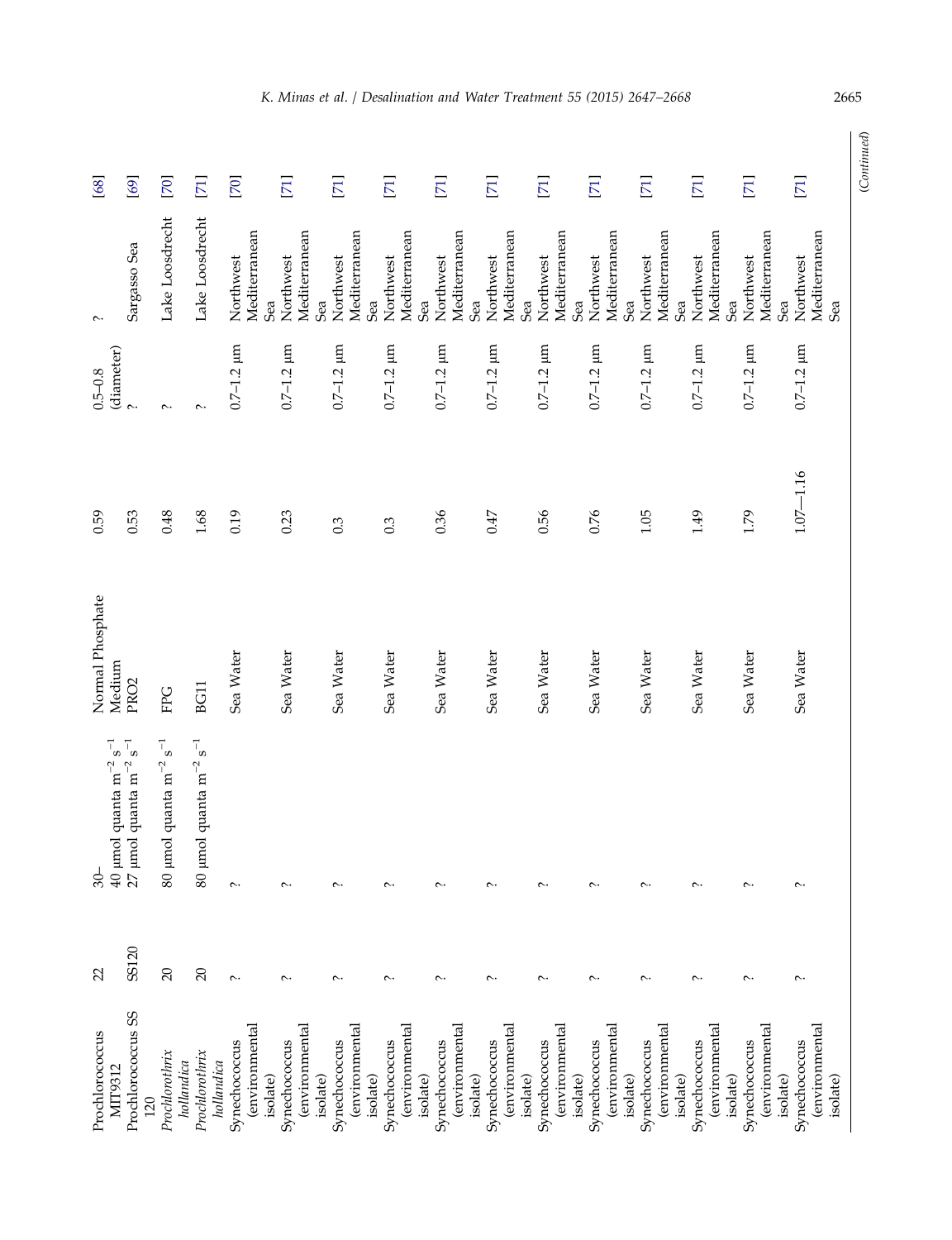| | | | | | | | |
|---|---|---|---|---|---|---|---|
| Prochlorococcus MIT9312 | 22 | 30–40 μmol quanta $m^{-2}$ $s^{-1}$ | Normal Phosphate Medium | 0.59 | 0.5–0.8 (diameter) | ? | [68] |
| Prochlorococcus SS 120 | SS120 | 27 μmol quanta $m^{-2}$ $s^{-1}$ | PRO2 | 0.53 | ? | Sargasso Sea | [69] |
| *Prochlorothrix hollandica* | 20 | 80 μmol quanta $m^{-2}$ $s^{-1}$ | FPG | 0.48 | ? | Lake Loosdrecht | [70] |
| *Prochlorothrix hollandica* | 20 | 80 μmol quanta $m^{-2}$ $s^{-1}$ | BG11 | 1.68 | ? | Lake Loosdrecht | [71] |
| Synechococcus (environmental isolate) | ? | ? | Sea Water | 0.19 | 0.7–1.2 μm | Northwest Mediterranean Sea | [70] |
| Synechococcus (environmental isolate) | ? | ? | Sea Water | 0.23 | 0.7–1.2 μm | Northwest Mediterranean Sea | [71] |
| Synechococcus (environmental isolate) | ? | ? | Sea Water | 0.3 | 0.7–1.2 μm | Northwest Mediterranean Sea | [71] |
| Synechococcus (environmental isolate) | ? | ? | Sea Water | 0.3 | 0.7–1.2 μm | Northwest Mediterranean Sea | [71] |
| Synechococcus (environmental isolate) | ? | ? | Sea Water | 0.36 | 0.7–1.2 μm | Northwest Mediterranean Sea | [71] |
| Synechococcus (environmental isolate) | ? | ? | Sea Water | 0.47 | 0.7–1.2 μm | Northwest Mediterranean Sea | [71] |
| Synechococcus (environmental isolate) | ? | ? | Sea Water | 0.56 | 0.7–1.2 μm | Northwest Mediterranean Sea | [71] |
| Synechococcus (environmental isolate) | ? | ? | Sea Water | 0.76 | 0.7–1.2 μm | Northwest Mediterranean Sea | [71] |
| Synechococcus (environmental isolate) | ? | ? | Sea Water | 1.05 | 0.7–1.2 μm | Northwest Mediterranean Sea | [71] |
| Synechococcus (environmental isolate) | ? | ? | Sea Water | 1.49 | 0.7–1.2 μm | Northwest Mediterranean Sea | [71] |
| Synechococcus (environmental isolate) | ? | ? | Sea Water | 1.79 | 0.7–1.2 μm | Northwest Mediterranean Sea | [71] |
| Synechococcus (environmental isolate) | ? | ? | Sea Water | 1.07—1.16 | 0.7–1.2 μm | Northwest Mediterranean Sea | [71] |

(*Continued*)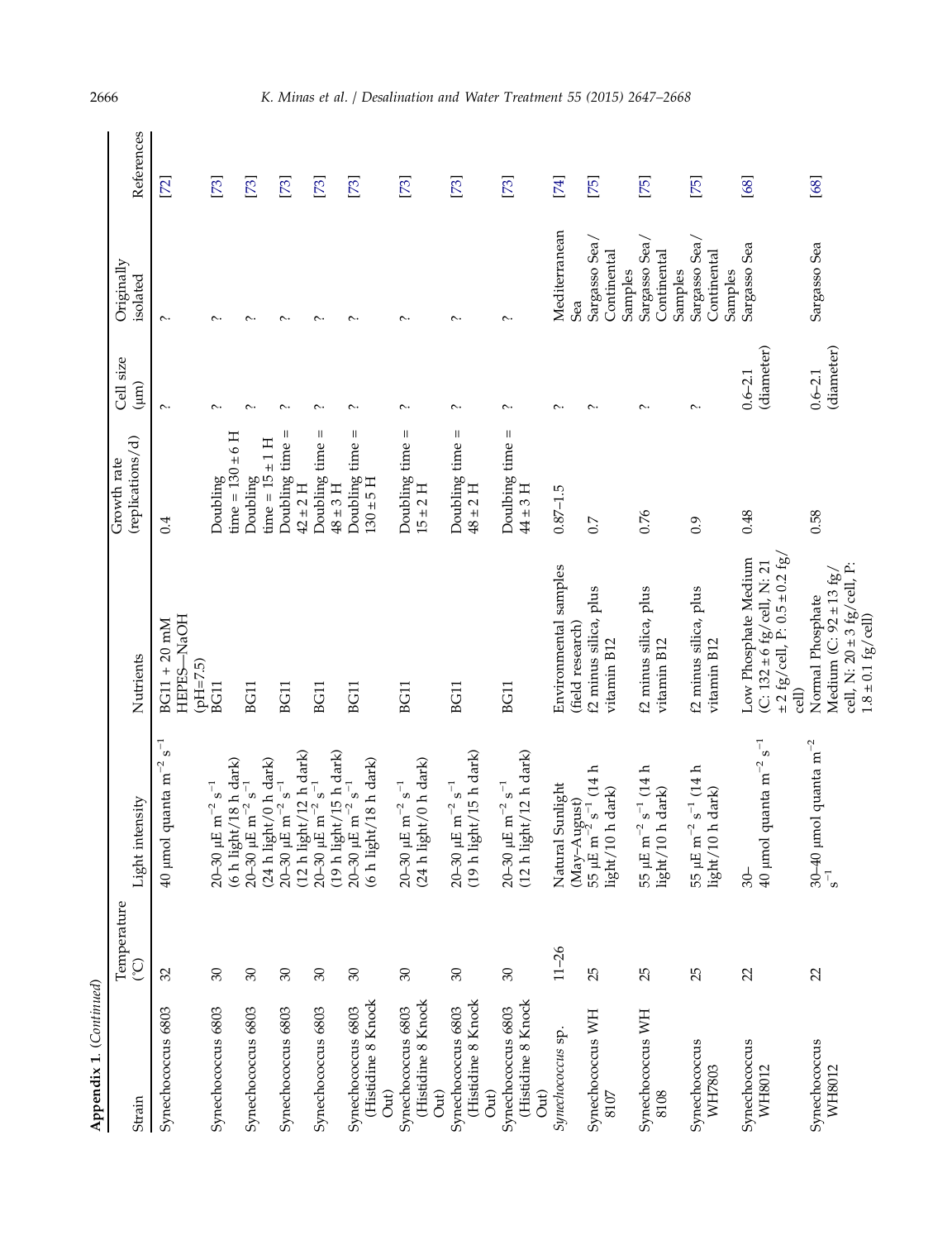**Appendix 1.** (*Continued*)

| Strain | Temperature (°C) | Light intensity | Nutrients | Growth rate (replications/d) | Cell size (μm) | Originally isolated | References |
|---|---|---|---|---|---|---|---|
| Synechococcus 6803 | 32 | 40 μmol quanta $m^{-2}$ $s^{-1}$ | BG11 + 20 mM HEPES—NaOH (pH=7.5) | 0.4 | ? | ? | [72] |
| Synechococcus 6803 | 30 | 20–30 μE $m^{-2}$ $s^{-1}$ (6 h light/18 h dark) | BG11 | Doubling time = 130 ± 6 H | ? | ? | [73] |
| Synechococcus 6803 | 30 | 20–30 μE $m^{-2}$ $s^{-1}$ (24 h light/0 h dark) | BG11 | Doubling time = 15 ± 1 H | ? | ? | [73] |
| Synechococcus 6803 | 30 | 20–30 μE $m^{-2}$ $s^{-1}$ (12 h light/12 h dark) | BG11 | Doubling time = 42 ± 2 H | ? | ? | [73] |
| Synechococcus 6803 | 30 | 20–30 μE $m^{-2}$ $s^{-1}$ (19 h light/15 h dark) | BG11 | Doubling time = 48 ± 3 H | ? | ? | [73] |
| Synechococcus 6803 (Histidine 8 Knock Out) | 30 | 20–30 μE $m^{-2}$ $s^{-1}$ (6 h light/18 h dark) | BG11 | Doubling time = 130 ± 5 H | ? | ? | [73] |
| Synechococcus 6803 (Histidine 8 Knock Out) | 30 | 20–30 μE $m^{-2}$ $s^{-1}$ (24 h light/0 h dark) | BG11 | Doubling time = 15 ± 2 H | ? | ? | [73] |
| Synechococcus 6803 (Histidine 8 Knock Out) | 30 | 20–30 μE $m^{-2}$ $s^{-1}$ (19 h light/15 h dark) | BG11 | Doubling time = 48 ± 2 H | ? | ? | [73] |
| Synechococcus 6803 (Histidine 8 Knock Out) | 30 | 20–30 μE $m^{-2}$ $s^{-1}$ (12 h light/12 h dark) | BG11 | Doulbing time = 44 ± 3 H | ? | ? | [73] |
| *Synechococcus* sp. | 11–26 | Natural Sunlight (May–August) | Environmental samples (field research) | 0.87–1.5 | ? | Mediterranean Sea | [74] |
| Synechococcus WH 8107 | 25 | 55 μE $m^{-2}$ $s^{-1}$ (14 h light/10 h dark) | f2 minus silica, plus vitamin B12 | 0.7 | ? | Sargasso Sea/ Continental Samples | [75] |
| Synechococcus WH 8108 | 25 | 55 μE $m^{-2}$ $s^{-1}$ (14 h light/10 h dark) | f2 minus silica, plus vitamin B12 | 0.76 | ? | Sargasso Sea/ Continental Samples | [75] |
| Synechococcus WH7803 | 25 | 55 μE $m^{-2}$ $s^{-1}$ (14 h light/10 h dark) | f2 minus silica, plus vitamin B12 | 0.9 | ? | Sargasso Sea/ Continental Samples | [75] |
| Synechococcus WH8012 | 22 | 30–40 μmol quanta $m^{-2}$ $s^{-1}$ | Low Phosphate Medium (C: 132 ± 6 fg/cell, N: 21 ± 2 fg/cell, P: 0.5 ± 0.2 fg/cell) | 0.48 | 0.6–2.1 (diameter) | Sargasso Sea | [68] |
| Synechococcus WH8012 | 22 | 30–40 μmol quanta $m^{-2}$ $s^{-1}$ | Normal Phosphate Medium (C: 92 ± 13 fg/cell, N: 20 ± 3 fg/cell, P: 1.8 ± 0.1 fg/cell) | 0.58 | 0.6–2.1 (diameter) | Sargasso Sea | [68] |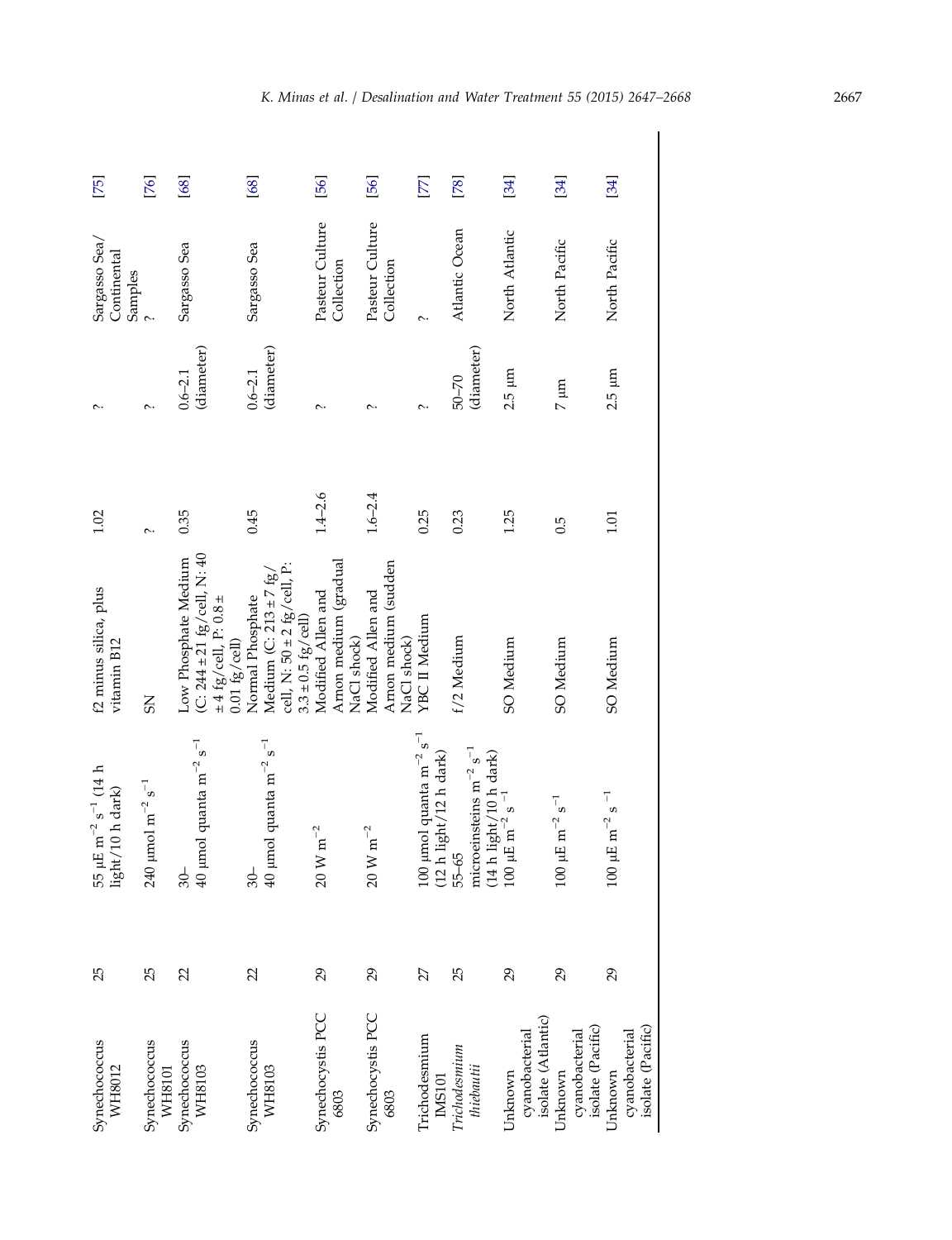| | | | | | | | |
|---|---|---|---|---|---|---|---|
| Synechococcus WH8012 | 25 | 55 µE $m^{-2}$ $s^{-1}$ (14 h light/10 h dark) | f2 minus silica, plus vitamin B12 | 1.02 | ? | Sargasso Sea/ Continental Samples | [75] |
| Synechococcus WH8101 | 25 | 240 µmol $m^{-2}$ $s^{-1}$ | SN | ? | ? | ? | [76] |
| Synechococcus WH8103 | 22 | 30–40 µmol quanta $m^{-2}$ $s^{-1}$ | Low Phosphate Medium (C: 244 ± 21 fg/cell, N: 40 ± 4 fg/cell, P: 0.8 ± 0.01 fg/cell) | 0.35 | 0.6–2.1 (diameter) | Sargasso Sea | [68] |
| Synechococcus WH8103 | 22 | 30–40 µmol quanta $m^{-2}$ $s^{-1}$ | Normal Phosphate Medium (C: 213 ± 7 fg/cell, N: 50 ± 2 fg/cell, P: 3.3 ± 0.5 fg/cell) | 0.45 | 0.6–2.1 (diameter) | Sargasso Sea | [68] |
| Synechocystis PCC 6803 | 29 | 20 W $m^{-2}$ | Modified Allen and Arnon medium (gradual NaCl shock) | 1.4–2.6 | ? | Pasteur Culture Collection | [56] |
| Synechocystis PCC 6803 | 29 | 20 W $m^{-2}$ | Modified Allen and Arnon medium (sudden NaCl shock) | 1.6–2.4 | ? | Pasteur Culture Collection | [56] |
| Trichodesmium IMS101 | 27 | 100 µmol quanta $m^{-2}$ $s^{-1}$ (12 h light/12 h dark) | YBC II Medium | 0.25 | ? | ? | [77] |
| *Trichodesmium thiebautii* | 25 | 55–65 microeinsteins $m^{-2}$ $s^{-1}$ (14 h light/10 h dark) | f/2 Medium | 0.23 | 50–70 (diameter) | Atlantic Ocean | [78] |
| Unknown cyanobacterial isolate (Atlantic) | 29 | 100 µE $m^{-2}$ $s^{-1}$ | SO Medium | 1.25 | 2.5 µm | North Atlantic | [34] |
| Unknown cyanobacterial isolate (Pacific) | 29 | 100 µE $m^{-2}$ $s^{-1}$ | SO Medium | 0.5 | 7 µm | North Pacific | [34] |
| Unknown cyanobacterial isolate (Pacific) | 29 | 100 µE $m^{-2}$ $s^{-1}$ | SO Medium | 1.01 | 2.5 µm | North Pacific | [34] |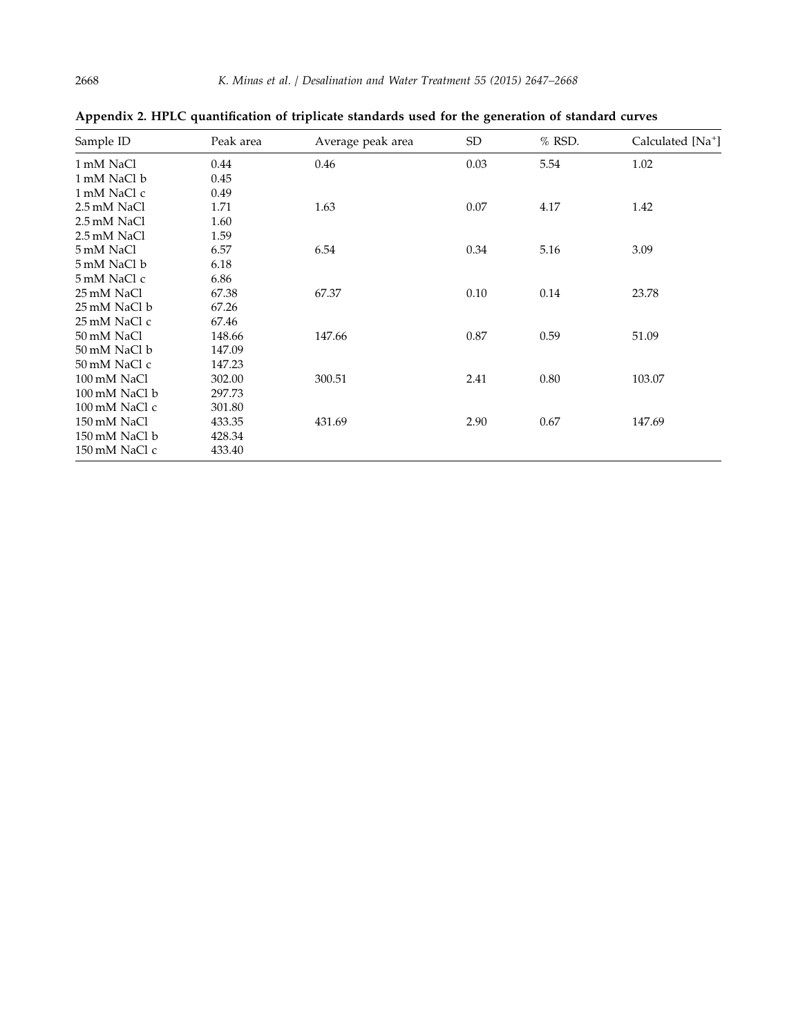**Appendix 2. HPLC quantification of triplicate standards used for the generation of standard curves**

| Sample ID | Peak area | Average peak area | SD | % RSD. | Calculated [$Na^+$] |
|---|---|---|---|---|---|
| 1 mM NaCl | 0.44 | 0.46 | 0.03 | 5.54 | 1.02 |
| 1 mM NaCl b | 0.45 | | | | |
| 1 mM NaCl c | 0.49 | | | | |
| 2.5 mM NaCl | 1.71 | 1.63 | 0.07 | 4.17 | 1.42 |
| 2.5 mM NaCl | 1.60 | | | | |
| 2.5 mM NaCl | 1.59 | | | | |
| 5 mM NaCl | 6.57 | 6.54 | 0.34 | 5.16 | 3.09 |
| 5 mM NaCl b | 6.18 | | | | |
| 5 mM NaCl c | 6.86 | | | | |
| 25 mM NaCl | 67.38 | 67.37 | 0.10 | 0.14 | 23.78 |
| 25 mM NaCl b | 67.26 | | | | |
| 25 mM NaCl c | 67.46 | | | | |
| 50 mM NaCl | 148.66 | 147.66 | 0.87 | 0.59 | 51.09 |
| 50 mM NaCl b | 147.09 | | | | |
| 50 mM NaCl c | 147.23 | | | | |
| 100 mM NaCl | 302.00 | 300.51 | 2.41 | 0.80 | 103.07 |
| 100 mM NaCl b | 297.73 | | | | |
| 100 mM NaCl c | 301.80 | | | | |
| 150 mM NaCl | 433.35 | 431.69 | 2.90 | 0.67 | 147.69 |
| 150 mM NaCl b | 428.34 | | | | |
| 150 mM NaCl c | 433.40 | | | | |